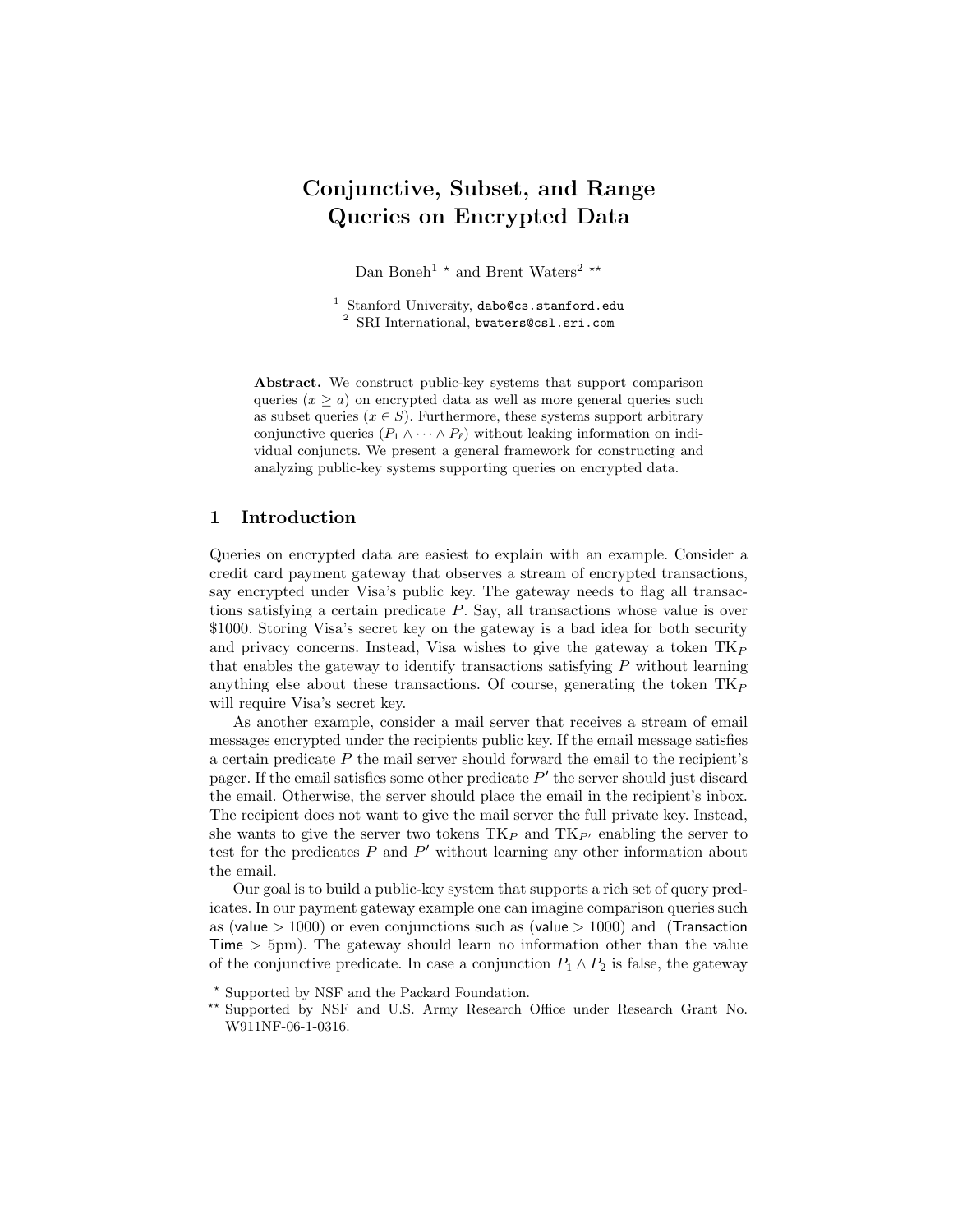# Conjunctive, Subset, and Range Queries on Encrypted Data

Dan Boneh[1] * and Brent Waters[2] **

[1] Stanford University, dabo@cs.stanford.edu
[2] SRI International, bwaters@csl.sri.com

**Abstract.** We construct public-key systems that support comparison queries ($x \geq a$) on encrypted data as well as more general queries such as subset queries ($x \in S$). Furthermore, these systems support arbitrary conjunctive queries ($P_1 \wedge \cdots \wedge P_\ell$) without leaking information on individual conjuncts. We present a general framework for constructing and analyzing public-key systems supporting queries on encrypted data.

## 1 Introduction

Queries on encrypted data are easiest to explain with an example. Consider a credit card payment gateway that observes a stream of encrypted transactions, say encrypted under Visa's public key. The gateway needs to flag all transactions satisfying a certain predicate $P$. Say, all transactions whose value is over \$1000. Storing Visa's secret key on the gateway is a bad idea for both security and privacy concerns. Instead, Visa wishes to give the gateway a token $\text{TK}_P$ that enables the gateway to identify transactions satisfying $P$ without learning anything else about these transactions. Of course, generating the token $\text{TK}_P$ will require Visa's secret key.

As another example, consider a mail server that receives a stream of email messages encrypted under the recipients public key. If the email message satisfies a certain predicate $P$ the mail server should forward the email to the recipient's pager. If the email satisfies some other predicate $P'$ the server should just discard the email. Otherwise, the server should place the email in the recipient's inbox. The recipient does not want to give the mail server the full private key. Instead, she wants to give the server two tokens $\text{TK}_P$ and $\text{TK}_{P'}$ enabling the server to test for the predicates $P$ and $P'$ without learning any other information about the email.

Our goal is to build a public-key system that supports a rich set of query predicates. In our payment gateway example one can imagine comparison queries such as (value $> 1000$) or even conjunctions such as (value $> 1000$) and (Transaction Time $>$ 5pm). The gateway should learn no information other than the value of the conjunctive predicate. In case a conjunction $P_1 \wedge P_2$ is false, the gateway

---

* Supported by NSF and the Packard Foundation.

** Supported by NSF and U.S. Army Research Office under Research Grant No. W911NF-06-1-0316.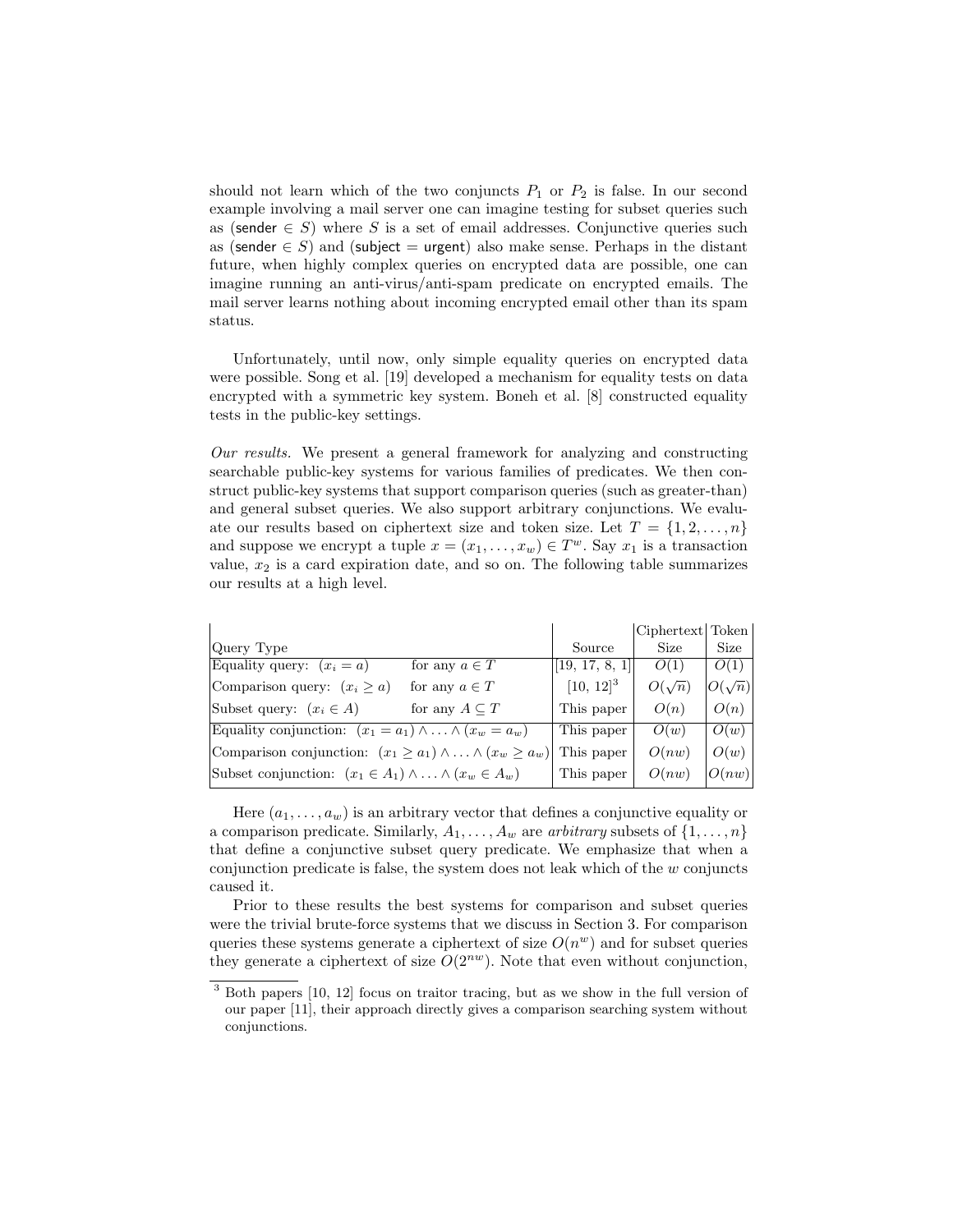should not learn which of the two conjuncts $P_1$ or $P_2$ is false. In our second example involving a mail server one can imagine testing for subset queries such as ($\mathsf{sender} \in S$) where $S$ is a set of email addresses. Conjunctive queries such as ($\mathsf{sender} \in S$) and ($\mathsf{subject} = \mathsf{urgent}$) also make sense. Perhaps in the distant future, when highly complex queries on encrypted data are possible, one can imagine running an anti-virus/anti-spam predicate on encrypted emails. The mail server learns nothing about incoming encrypted email other than its spam status.

Unfortunately, until now, only simple equality queries on encrypted data were possible. Song et al. [19] developed a mechanism for equality tests on data encrypted with a symmetric key system. Boneh et al. [8] constructed equality tests in the public-key settings.

*Our results.* We present a general framework for analyzing and constructing searchable public-key systems for various families of predicates. We then construct public-key systems that support comparison queries (such as greater-than) and general subset queries. We also support arbitrary conjunctions. We evaluate our results based on ciphertext size and token size. Let $T = \{1, 2, \ldots, n\}$ and suppose we encrypt a tuple $x = (x_1, \ldots, x_w) \in T^w$. Say $x_1$ is a transaction value, $x_2$ is a card expiration date, and so on. The following table summarizes our results at a high level.

| Query Type | | Source | Ciphertext Size | Token Size |
|---|---|---|---|---|
| Equality query: $(x_i = a)$ | for any $a \in T$ | [19, 17, 8, 1] | $O(1)$ | $O(1)$ |
| Comparison query: $(x_i \geq a)$ | for any $a \in T$ | [10, 12][3] | $O(\sqrt{n})$ | $O(\sqrt{n})$ |
| Subset query: $(x_i \in A)$ | for any $A \subseteq T$ | This paper | $O(n)$ | $O(n)$ |
| Equality conjunction: $(x_1 = a_1) \wedge \ldots \wedge (x_w = a_w)$ | | This paper | $O(w)$ | $O(w)$ |
| Comparison conjunction: $(x_1 \geq a_1) \wedge \ldots \wedge (x_w \geq a_w)$ | | This paper | $O(nw)$ | $O(w)$ |
| Subset conjunction: $(x_1 \in A_1) \wedge \ldots \wedge (x_w \in A_w)$ | | This paper | $O(nw)$ | $O(nw)$ |

Here $(a_1, \ldots, a_w)$ is an arbitrary vector that defines a conjunctive equality or a comparison predicate. Similarly, $A_1, \ldots, A_w$ are *arbitrary* subsets of $\{1, \ldots, n\}$ that define a conjunctive subset query predicate. We emphasize that when a conjunction predicate is false, the system does not leak which of the $w$ conjuncts caused it.

Prior to these results the best systems for comparison and subset queries were the trivial brute-force systems that we discuss in Section 3. For comparison queries these systems generate a ciphertext of size $O(n^w)$ and for subset queries they generate a ciphertext of size $O(2^{nw})$. Note that even without conjunction,

[3] Both papers [10, 12] focus on traitor tracing, but as we show in the full version of our paper [11], their approach directly gives a comparison searching system without conjunctions.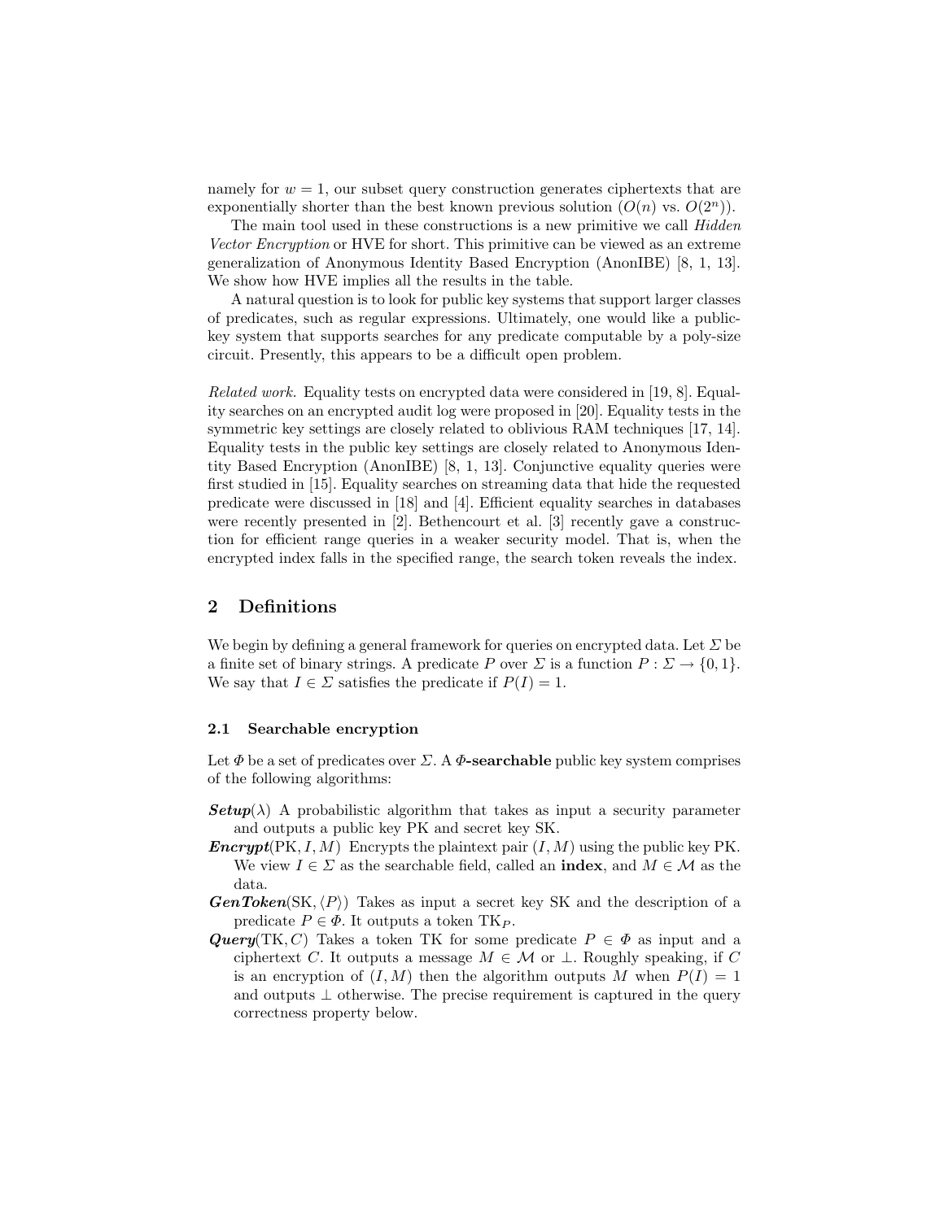namely for $w = 1$, our subset query construction generates ciphertexts that are exponentially shorter than the best known previous solution ($O(n)$ vs. $O(2^n)$).

The main tool used in these constructions is a new primitive we call *Hidden Vector Encryption* or HVE for short. This primitive can be viewed as an extreme generalization of Anonymous Identity Based Encryption (AnonIBE) [8, 1, 13]. We show how HVE implies all the results in the table.

A natural question is to look for public key systems that support larger classes of predicates, such as regular expressions. Ultimately, one would like a public-key system that supports searches for any predicate computable by a poly-size circuit. Presently, this appears to be a difficult open problem.

*Related work.* Equality tests on encrypted data were considered in [19, 8]. Equality searches on an encrypted audit log were proposed in [20]. Equality tests in the symmetric key settings are closely related to oblivious RAM techniques [17, 14]. Equality tests in the public key settings are closely related to Anonymous Identity Based Encryption (AnonIBE) [8, 1, 13]. Conjunctive equality queries were first studied in [15]. Equality searches on streaming data that hide the requested predicate were discussed in [18] and [4]. Efficient equality searches in databases were recently presented in [2]. Bethencourt et al. [3] recently gave a construction for efficient range queries in a weaker security model. That is, when the encrypted index falls in the specified range, the search token reveals the index.

## 2 Definitions

We begin by defining a general framework for queries on encrypted data. Let $\Sigma$ be a finite set of binary strings. A predicate $P$ over $\Sigma$ is a function $P : \Sigma \to \{0, 1\}$. We say that $I \in \Sigma$ satisfies the predicate if $P(I) = 1$.

### 2.1 Searchable encryption

Let $\Phi$ be a set of predicates over $\Sigma$. A **$\Phi$-searchable** public key system comprises of the following algorithms:

***Setup***$(\lambda)$ A probabilistic algorithm that takes as input a security parameter and outputs a public key PK and secret key SK.

***Encrypt***$(\mathrm{PK}, I, M)$ Encrypts the plaintext pair $(I, M)$ using the public key PK. We view $I \in \Sigma$ as the searchable field, called an **index**, and $M \in \mathcal{M}$ as the data.

***GenToken***$(\mathrm{SK}, \langle P \rangle)$ Takes as input a secret key SK and the description of a predicate $P \in \Phi$. It outputs a token $\mathrm{TK}_P$.

***Query***$(\mathrm{TK}, C)$ Takes a token TK for some predicate $P \in \Phi$ as input and a ciphertext $C$. It outputs a message $M \in \mathcal{M}$ or $\perp$. Roughly speaking, if $C$ is an encryption of $(I, M)$ then the algorithm outputs $M$ when $P(I) = 1$ and outputs $\perp$ otherwise. The precise requirement is captured in the query correctness property below.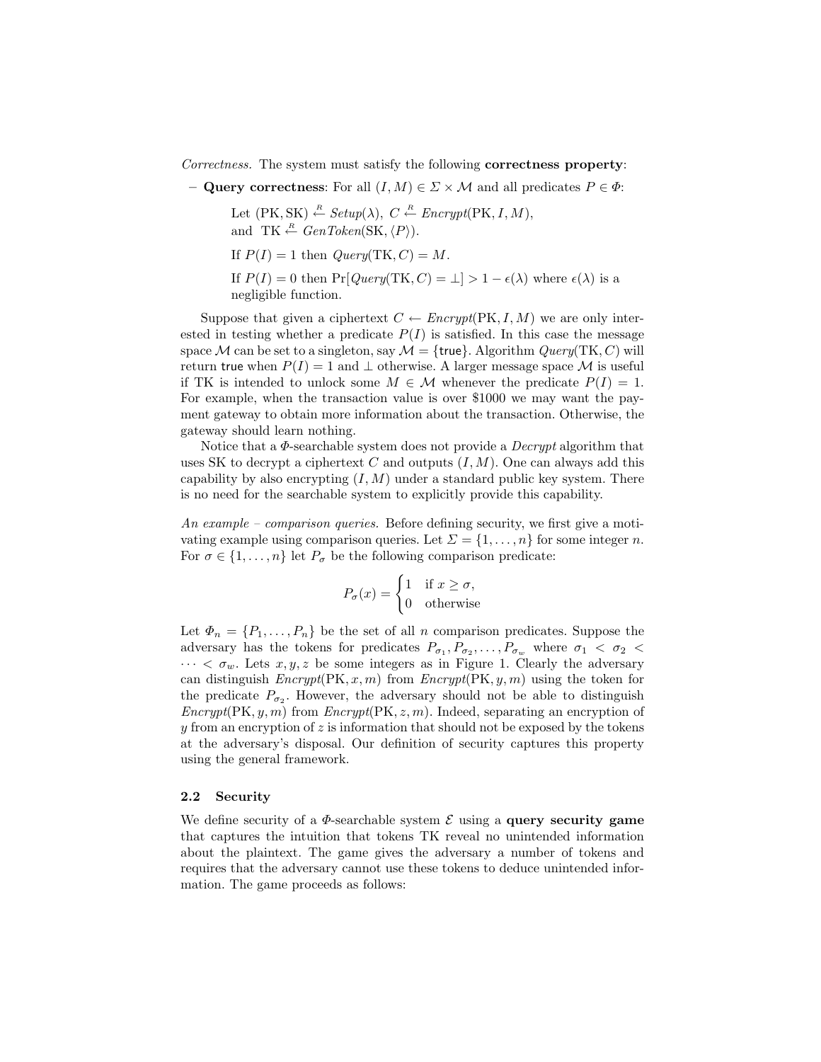*Correctness.* The system must satisfy the following **correctness property**:

– **Query correctness**: For all $(I, M) \in \Sigma \times \mathcal{M}$ and all predicates $P \in \Phi$:

  Let $(\mathrm{PK}, \mathrm{SK}) \stackrel{R}{\leftarrow} \mathit{Setup}(\lambda)$, $C \stackrel{R}{\leftarrow} \mathit{Encrypt}(\mathrm{PK}, I, M)$, and $\mathrm{TK} \stackrel{R}{\leftarrow} \mathit{GenToken}(\mathrm{SK}, \langle P \rangle)$.

  If $P(I) = 1$ then $\mathit{Query}(\mathrm{TK}, C) = M$.

  If $P(I) = 0$ then $\Pr[\mathit{Query}(\mathrm{TK}, C) = \perp] > 1 - \epsilon(\lambda)$ where $\epsilon(\lambda)$ is a negligible function.

Suppose that given a ciphertext $C \leftarrow \mathit{Encrypt}(\mathrm{PK}, I, M)$ we are only interested in testing whether a predicate $P(I)$ is satisfied. In this case the message space $\mathcal{M}$ can be set to a singleton, say $\mathcal{M} = \{\mathsf{true}\}$. Algorithm $\mathit{Query}(\mathrm{TK}, C)$ will return $\mathsf{true}$ when $P(I) = 1$ and $\perp$ otherwise. A larger message space $\mathcal{M}$ is useful if TK is intended to unlock some $M \in \mathcal{M}$ whenever the predicate $P(I) = 1$. For example, when the transaction value is over \$1000 we may want the payment gateway to obtain more information about the transaction. Otherwise, the gateway should learn nothing.

Notice that a $\Phi$-searchable system does not provide a *Decrypt* algorithm that uses SK to decrypt a ciphertext $C$ and outputs $(I, M)$. One can always add this capability by also encrypting $(I, M)$ under a standard public key system. There is no need for the searchable system to explicitly provide this capability.

*An example – comparison queries.* Before defining security, we first give a motivating example using comparison queries. Let $\Sigma = \{1, \ldots, n\}$ for some integer $n$. For $\sigma \in \{1, \ldots, n\}$ let $P_\sigma$ be the following comparison predicate:

$$P_\sigma(x) = \begin{cases} 1 & \text{if } x \geq \sigma, \\ 0 & \text{otherwise} \end{cases}$$

Let $\Phi_n = \{P_1, \ldots, P_n\}$ be the set of all $n$ comparison predicates. Suppose the adversary has the tokens for predicates $P_{\sigma_1}, P_{\sigma_2}, \ldots, P_{\sigma_w}$ where $\sigma_1 < \sigma_2 < \cdots < \sigma_w$. Lets $x, y, z$ be some integers as in Figure 1. Clearly the adversary can distinguish $\mathit{Encrypt}(\mathrm{PK}, x, m)$ from $\mathit{Encrypt}(\mathrm{PK}, y, m)$ using the token for the predicate $P_{\sigma_2}$. However, the adversary should not be able to distinguish $\mathit{Encrypt}(\mathrm{PK}, y, m)$ from $\mathit{Encrypt}(\mathrm{PK}, z, m)$. Indeed, separating an encryption of $y$ from an encryption of $z$ is information that should not be exposed by the tokens at the adversary's disposal. Our definition of security captures this property using the general framework.

### 2.2 Security

We define security of a $\Phi$-searchable system $\mathcal{E}$ using a **query security game** that captures the intuition that tokens TK reveal no unintended information about the plaintext. The game gives the adversary a number of tokens and requires that the adversary cannot use these tokens to deduce unintended information. The game proceeds as follows: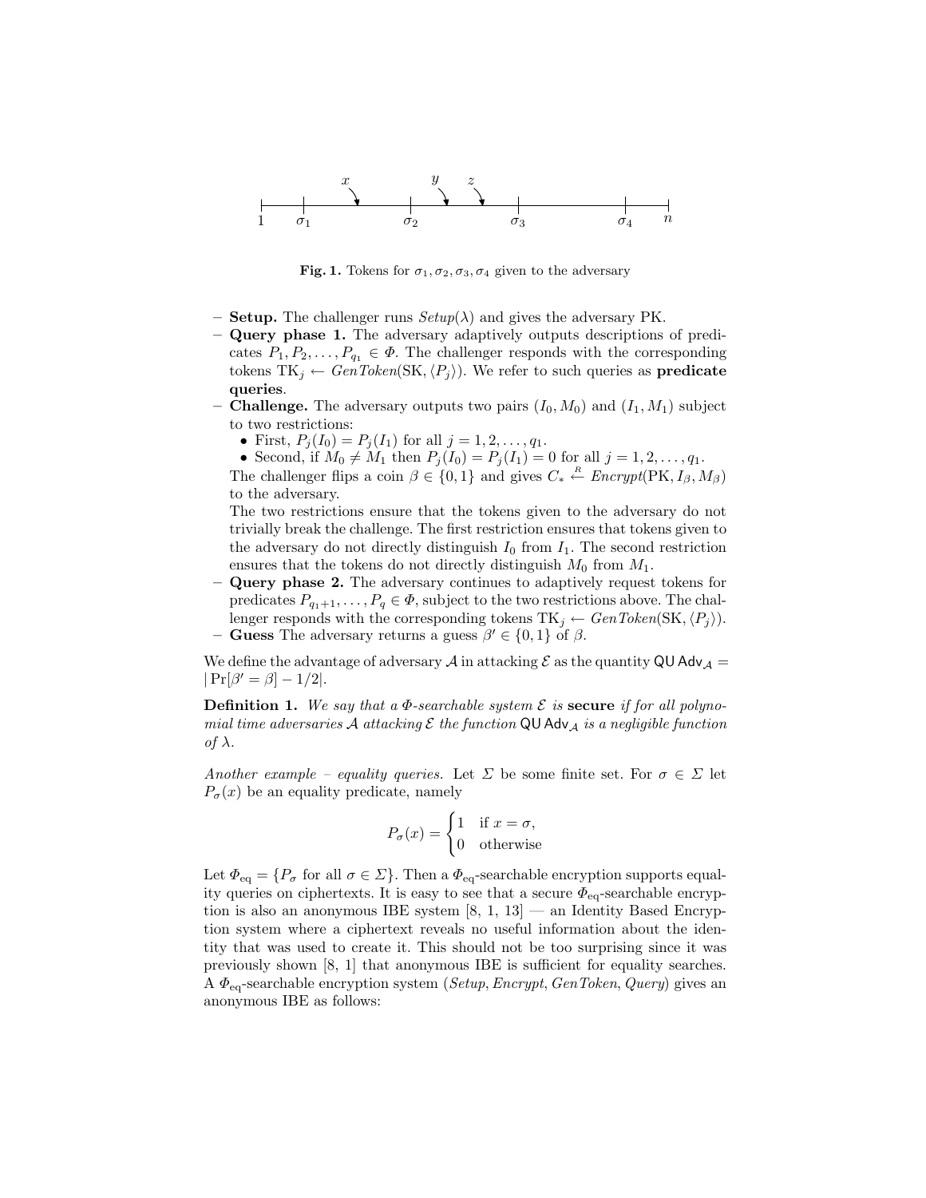**Fig. 1.** Tokens for $\sigma_1, \sigma_2, \sigma_3, \sigma_4$ given to the adversary

- **Setup.** The challenger runs $Setup(\lambda)$ and gives the adversary PK.
- **Query phase 1.** The adversary adaptively outputs descriptions of predicates $P_1, P_2, \ldots, P_{q_1} \in \Phi$. The challenger responds with the corresponding tokens $\mathrm{TK}_j \leftarrow GenToken(\mathrm{SK}, \langle P_j \rangle)$. We refer to such queries as **predicate queries**.
- **Challenge.** The adversary outputs two pairs $(I_0, M_0)$ and $(I_1, M_1)$ subject to two restrictions:
  - First, $P_j(I_0) = P_j(I_1)$ for all $j = 1, 2, \ldots, q_1$.
  - Second, if $M_0 \neq M_1$ then $P_j(I_0) = P_j(I_1) = 0$ for all $j = 1, 2, \ldots, q_1$.

  The challenger flips a coin $\beta \in \{0, 1\}$ and gives $C_* \overset{R}{\leftarrow} Encrypt(\mathrm{PK}, I_\beta, M_\beta)$ to the adversary.

  The two restrictions ensure that the tokens given to the adversary do not trivially break the challenge. The first restriction ensures that tokens given to the adversary do not directly distinguish $I_0$ from $I_1$. The second restriction ensures that the tokens do not directly distinguish $M_0$ from $M_1$.
- **Query phase 2.** The adversary continues to adaptively request tokens for predicates $P_{q_1+1}, \ldots, P_q \in \Phi$, subject to the two restrictions above. The challenger responds with the corresponding tokens $\mathrm{TK}_j \leftarrow GenToken(\mathrm{SK}, \langle P_j \rangle)$.
- **Guess** The adversary returns a guess $\beta' \in \{0, 1\}$ of $\beta$.

We define the advantage of adversary $\mathcal{A}$ in attacking $\mathcal{E}$ as the quantity $\mathsf{QU\,Adv}_{\mathcal{A}} = |\Pr[\beta' = \beta] - 1/2|$.

**Definition 1.** *We say that a $\Phi$-searchable system $\mathcal{E}$ is* **secure** *if for all polynomial time adversaries $\mathcal{A}$ attacking $\mathcal{E}$ the function $\mathsf{QU\,Adv}_{\mathcal{A}}$ is a negligible function of $\lambda$.*

*Another example – equality queries.* Let $\Sigma$ be some finite set. For $\sigma \in \Sigma$ let $P_\sigma(x)$ be an equality predicate, namely

$$P_\sigma(x) = \begin{cases} 1 & \text{if } x = \sigma, \\ 0 & \text{otherwise} \end{cases}$$

Let $\Phi_{\mathrm{eq}} = \{P_\sigma \text{ for all } \sigma \in \Sigma\}$. Then a $\Phi_{\mathrm{eq}}$-searchable encryption supports equality queries on ciphertexts. It is easy to see that a secure $\Phi_{\mathrm{eq}}$-searchable encryption is also an anonymous IBE system [8, 1, 13] — an Identity Based Encryption system where a ciphertext reveals no useful information about the identity that was used to create it. This should not be too surprising since it was previously shown [8, 1] that anonymous IBE is sufficient for equality searches. A $\Phi_{\mathrm{eq}}$-searchable encryption system ($Setup$, $Encrypt$, $GenToken$, $Query$) gives an anonymous IBE as follows: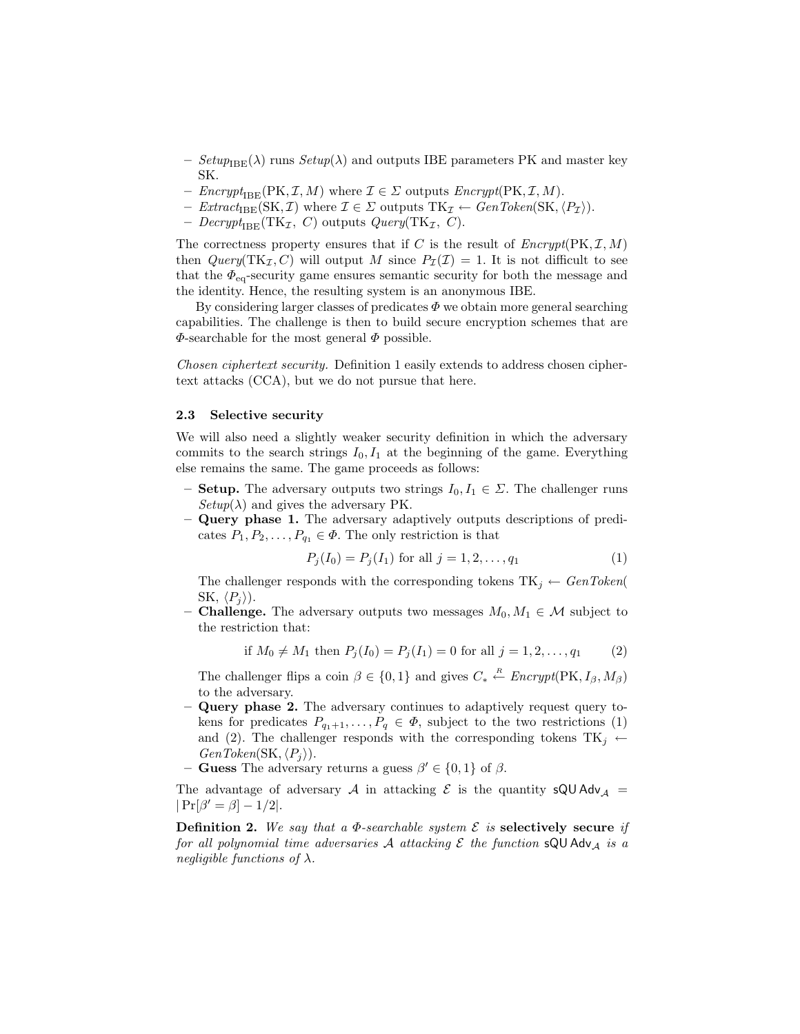- $Setup_{\text{IBE}}(\lambda)$ runs $Setup(\lambda)$ and outputs IBE parameters PK and master key SK.
- $Encrypt_{\text{IBE}}(\text{PK}, \mathcal{I}, M)$ where $\mathcal{I} \in \Sigma$ outputs $Encrypt(\text{PK}, \mathcal{I}, M)$.
- $Extract_{\text{IBE}}(\text{SK}, \mathcal{I})$ where $\mathcal{I} \in \Sigma$ outputs $\text{TK}_{\mathcal{I}} \leftarrow GenToken(\text{SK}, \langle P_{\mathcal{I}} \rangle)$.
- $Decrypt_{\text{IBE}}(\text{TK}_{\mathcal{I}},\ C)$ outputs $Query(\text{TK}_{\mathcal{I}},\ C)$.

The correctness property ensures that if $C$ is the result of $Encrypt(\text{PK}, \mathcal{I}, M)$ then $Query(\text{TK}_{\mathcal{I}}, C)$ will output $M$ since $P_{\mathcal{I}}(\mathcal{I}) = 1$. It is not difficult to see that the $\Phi_{\text{eq}}$-security game ensures semantic security for both the message and the identity. Hence, the resulting system is an anonymous IBE.

By considering larger classes of predicates $\Phi$ we obtain more general searching capabilities. The challenge is then to build secure encryption schemes that are $\Phi$-searchable for the most general $\Phi$ possible.

*Chosen ciphertext security.* Definition 1 easily extends to address chosen ciphertext attacks (CCA), but we do not pursue that here.

### 2.3 Selective security

We will also need a slightly weaker security definition in which the adversary commits to the search strings $I_0, I_1$ at the beginning of the game. Everything else remains the same. The game proceeds as follows:

- **Setup.** The adversary outputs two strings $I_0, I_1 \in \Sigma$. The challenger runs $Setup(\lambda)$ and gives the adversary PK.
- **Query phase 1.** The adversary adaptively outputs descriptions of predicates $P_1, P_2, \ldots, P_{q_1} \in \Phi$. The only restriction is that

$$P_j(I_0) = P_j(I_1) \text{ for all } j = 1, 2, \ldots, q_1 \tag{1}$$

  The challenger responds with the corresponding tokens $\text{TK}_j \leftarrow GenToken(\text{SK}, \langle P_j \rangle)$.
- **Challenge.** The adversary outputs two messages $M_0, M_1 \in \mathcal{M}$ subject to the restriction that:

$$\text{if } M_0 \neq M_1 \text{ then } P_j(I_0) = P_j(I_1) = 0 \text{ for all } j = 1, 2, \ldots, q_1 \tag{2}$$

  The challenger flips a coin $\beta \in \{0, 1\}$ and gives $C_* \stackrel{R}{\leftarrow} Encrypt(\text{PK}, I_\beta, M_\beta)$ to the adversary.
- **Query phase 2.** The adversary continues to adaptively request query tokens for predicates $P_{q_1+1}, \ldots, P_q \in \Phi$, subject to the two restrictions (1) and (2). The challenger responds with the corresponding tokens $\text{TK}_j \leftarrow GenToken(\text{SK}, \langle P_j \rangle)$.
- **Guess** The adversary returns a guess $\beta' \in \{0, 1\}$ of $\beta$.

The advantage of adversary $\mathcal{A}$ in attacking $\mathcal{E}$ is the quantity $\mathsf{sQU\,Adv}_{\mathcal{A}} = |\Pr[\beta' = \beta] - 1/2|$.

**Definition 2.** *We say that a $\Phi$-searchable system $\mathcal{E}$ is* **selectively secure** *if for all polynomial time adversaries $\mathcal{A}$ attacking $\mathcal{E}$ the function $\mathsf{sQU\,Adv}_{\mathcal{A}}$ is a negligible functions of $\lambda$.*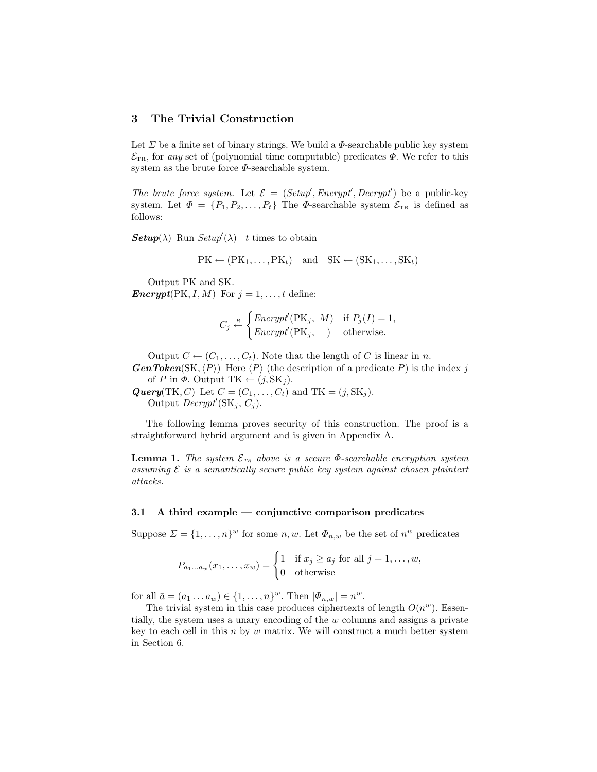## 3 The Trivial Construction

Let $\Sigma$ be a finite set of binary strings. We build a $\Phi$-searchable public key system $\mathcal{E}_{\text{TR}}$, for *any* set of (polynomial time computable) predicates $\Phi$. We refer to this system as the brute force $\Phi$-searchable system.

*The brute force system.* Let $\mathcal{E} = (\mathit{Setup}', \mathit{Encrypt}', \mathit{Decrypt}')$ be a public-key system. Let $\Phi = \{P_1, P_2, \ldots, P_t\}$ The $\Phi$-searchable system $\mathcal{E}_{\text{TR}}$ is defined as follows:

***Setup***$(\lambda)$ Run $\mathit{Setup}'(\lambda)$ $t$ times to obtain

$$\text{PK} \leftarrow (\text{PK}_1, \ldots, \text{PK}_t) \quad \text{and} \quad \text{SK} \leftarrow (\text{SK}_1, \ldots, \text{SK}_t)$$

Output PK and SK.

***Encrypt***$(\text{PK}, I, M)$ For $j = 1, \ldots, t$ define:

$$C_j \stackrel{R}{\leftarrow} \begin{cases} \mathit{Encrypt}'(\text{PK}_j,\ M) & \text{if } P_j(I) = 1, \\ \mathit{Encrypt}'(\text{PK}_j,\ \perp) & \text{otherwise.} \end{cases}$$

Output $C \leftarrow (C_1, \ldots, C_t)$. Note that the length of $C$ is linear in $n$.

***GenToken***$(\text{SK}, \langle P \rangle)$ Here $\langle P \rangle$ (the description of a predicate $P$) is the index $j$ of $P$ in $\Phi$. Output $\text{TK} \leftarrow (j, \text{SK}_j)$.

***Query***$(\text{TK}, C)$ Let $C = (C_1, \ldots, C_t)$ and $\text{TK} = (j, \text{SK}_j)$. Output $\mathit{Decrypt}'(\text{SK}_j,\ C_j)$.

The following lemma proves security of this construction. The proof is a straightforward hybrid argument and is given in Appendix A.

**Lemma 1.** *The system $\mathcal{E}_{\text{TR}}$ above is a secure $\Phi$-searchable encryption system assuming $\mathcal{E}$ is a semantically secure public key system against chosen plaintext attacks.*

### 3.1 A third example — conjunctive comparison predicates

Suppose $\Sigma = \{1, \ldots, n\}^w$ for some $n, w$. Let $\Phi_{n,w}$ be the set of $n^w$ predicates

$$P_{a_1 \ldots a_w}(x_1, \ldots, x_w) = \begin{cases} 1 & \text{if } x_j \geq a_j \text{ for all } j = 1, \ldots, w, \\ 0 & \text{otherwise} \end{cases}$$

for all $\bar{a} = (a_1 \ldots a_w) \in \{1, \ldots, n\}^w$. Then $|\Phi_{n,w}| = n^w$.

The trivial system in this case produces ciphertexts of length $O(n^w)$. Essentially, the system uses a unary encoding of the $w$ columns and assigns a private key to each cell in this $n$ by $w$ matrix. We will construct a much better system in Section 6.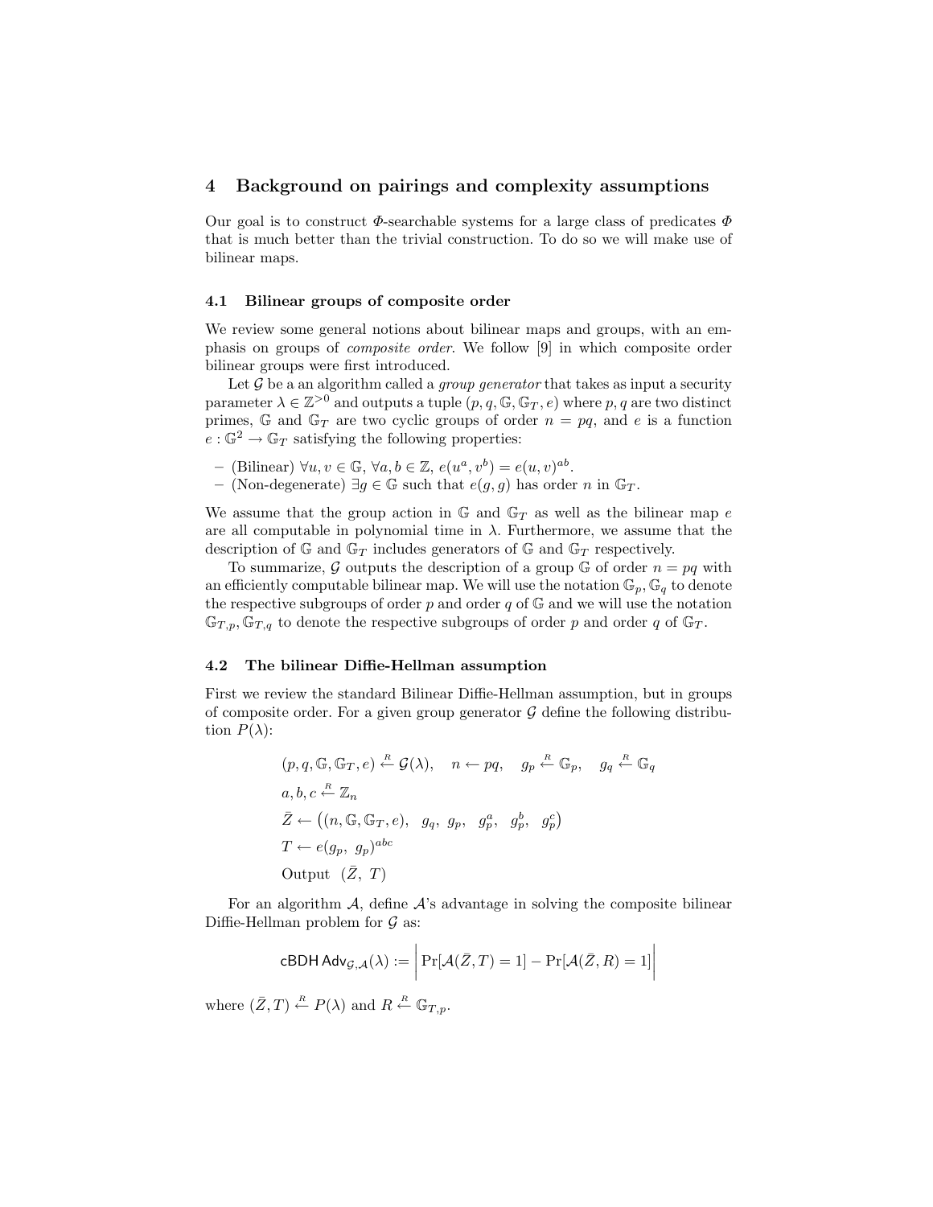## 4 Background on pairings and complexity assumptions

Our goal is to construct $\Phi$-searchable systems for a large class of predicates $\Phi$ that is much better than the trivial construction. To do so we will make use of bilinear maps.

### 4.1 Bilinear groups of composite order

We review some general notions about bilinear maps and groups, with an emphasis on groups of *composite order*. We follow [9] in which composite order bilinear groups were first introduced.

Let $\mathcal{G}$ be a an algorithm called a *group generator* that takes as input a security parameter $\lambda \in \mathbb{Z}^{>0}$ and outputs a tuple $(p, q, \mathbb{G}, \mathbb{G}_T, e)$ where $p, q$ are two distinct primes, $\mathbb{G}$ and $\mathbb{G}_T$ are two cyclic groups of order $n = pq$, and $e$ is a function $e : \mathbb{G}^2 \to \mathbb{G}_T$ satisfying the following properties:

- (Bilinear) $\forall u, v \in \mathbb{G}$, $\forall a, b \in \mathbb{Z}$, $e(u^a, v^b) = e(u, v)^{ab}$.
- (Non-degenerate) $\exists g \in \mathbb{G}$ such that $e(g, g)$ has order $n$ in $\mathbb{G}_T$.

We assume that the group action in $\mathbb{G}$ and $\mathbb{G}_T$ as well as the bilinear map $e$ are all computable in polynomial time in $\lambda$. Furthermore, we assume that the description of $\mathbb{G}$ and $\mathbb{G}_T$ includes generators of $\mathbb{G}$ and $\mathbb{G}_T$ respectively.

To summarize, $\mathcal{G}$ outputs the description of a group $\mathbb{G}$ of order $n = pq$ with an efficiently computable bilinear map. We will use the notation $\mathbb{G}_p, \mathbb{G}_q$ to denote the respective subgroups of order $p$ and order $q$ of $\mathbb{G}$ and we will use the notation $\mathbb{G}_{T,p}, \mathbb{G}_{T,q}$ to denote the respective subgroups of order $p$ and order $q$ of $\mathbb{G}_T$.

### 4.2 The bilinear Diffie-Hellman assumption

First we review the standard Bilinear Diffie-Hellman assumption, but in groups of composite order. For a given group generator $\mathcal{G}$ define the following distribution $P(\lambda)$:

$$
\begin{aligned}
&(p, q, \mathbb{G}, \mathbb{G}_T, e) \xleftarrow{R} \mathcal{G}(\lambda), \quad n \leftarrow pq, \quad g_p \xleftarrow{R} \mathbb{G}_p, \quad g_q \xleftarrow{R} \mathbb{G}_q \\
&a, b, c \xleftarrow{R} \mathbb{Z}_n \\
&\bar{Z} \leftarrow \big( (n, \mathbb{G}, \mathbb{G}_T, e), \ \ g_q, \ g_p, \ g_p^a, \ g_p^b, \ g_p^c \big) \\
&T \leftarrow e(g_p, \ g_p)^{abc} \\
&\text{Output } \ (\bar{Z}, \ T)
\end{aligned}
$$

For an algorithm $\mathcal{A}$, define $\mathcal{A}$'s advantage in solving the composite bilinear Diffie-Hellman problem for $\mathcal{G}$ as:

$$
\mathsf{cBDH\,Adv}_{\mathcal{G},\mathcal{A}}(\lambda) := \Big| \Pr[\mathcal{A}(\bar{Z}, T) = 1] - \Pr[\mathcal{A}(\bar{Z}, R) = 1] \Big|
$$

where $(\bar{Z}, T) \xleftarrow{R} P(\lambda)$ and $R \xleftarrow{R} \mathbb{G}_{T,p}$.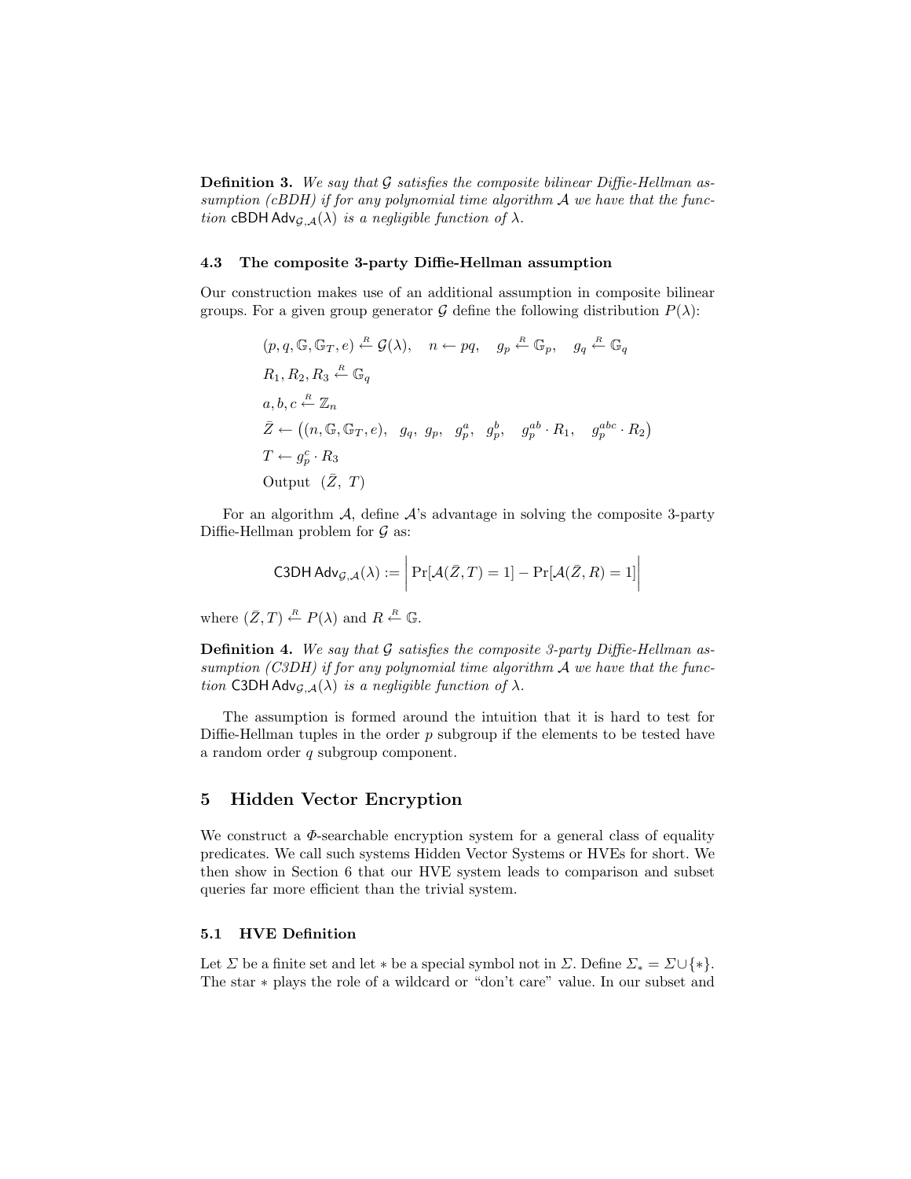**Definition 3.** *We say that $\mathcal{G}$ satisfies the composite bilinear Diffie-Hellman assumption (cBDH) if for any polynomial time algorithm $\mathcal{A}$ we have that the function* $\mathsf{cBDH\,Adv}_{\mathcal{G},\mathcal{A}}(\lambda)$ *is a negligible function of $\lambda$.*

### 4.3 The composite 3-party Diffie-Hellman assumption

Our construction makes use of an additional assumption in composite bilinear groups. For a given group generator $\mathcal{G}$ define the following distribution $P(\lambda)$:

$$
\begin{aligned}
&(p, q, \mathbb{G}, \mathbb{G}_T, e) \xleftarrow{R} \mathcal{G}(\lambda), \quad n \leftarrow pq, \quad g_p \xleftarrow{R} \mathbb{G}_p, \quad g_q \xleftarrow{R} \mathbb{G}_q \\
&R_1, R_2, R_3 \xleftarrow{R} \mathbb{G}_q \\
&a, b, c \xleftarrow{R} \mathbb{Z}_n \\
&\bar{Z} \leftarrow \big((n, \mathbb{G}, \mathbb{G}_T, e), \quad g_q,\ g_p,\ \ g_p^a,\ \ g_p^b, \quad g_p^{ab} \cdot R_1, \quad g_p^{abc} \cdot R_2\big) \\
&T \leftarrow g_p^c \cdot R_3 \\
&\text{Output} \quad (\bar{Z},\ T)
\end{aligned}
$$

For an algorithm $\mathcal{A}$, define $\mathcal{A}$'s advantage in solving the composite 3-party Diffie-Hellman problem for $\mathcal{G}$ as:

$$
\mathsf{C3DH\,Adv}_{\mathcal{G},\mathcal{A}}(\lambda) := \Big| \Pr[\mathcal{A}(\bar{Z}, T) = 1] - \Pr[\mathcal{A}(\bar{Z}, R) = 1] \Big|
$$

where $(\bar{Z}, T) \xleftarrow{R} P(\lambda)$ and $R \xleftarrow{R} \mathbb{G}$.

**Definition 4.** *We say that $\mathcal{G}$ satisfies the composite 3-party Diffie-Hellman assumption (C3DH) if for any polynomial time algorithm $\mathcal{A}$ we have that the function* $\mathsf{C3DH\,Adv}_{\mathcal{G},\mathcal{A}}(\lambda)$ *is a negligible function of $\lambda$.*

The assumption is formed around the intuition that it is hard to test for Diffie-Hellman tuples in the order $p$ subgroup if the elements to be tested have a random order $q$ subgroup component.

## 5 Hidden Vector Encryption

We construct a $\Phi$-searchable encryption system for a general class of equality predicates. We call such systems Hidden Vector Systems or HVEs for short. We then show in Section 6 that our HVE system leads to comparison and subset queries far more efficient than the trivial system.

### 5.1 HVE Definition

Let $\Sigma$ be a finite set and let $*$ be a special symbol not in $\Sigma$. Define $\Sigma_* = \Sigma \cup \{*\}$. The star $*$ plays the role of a wildcard or "don't care" value. In our subset and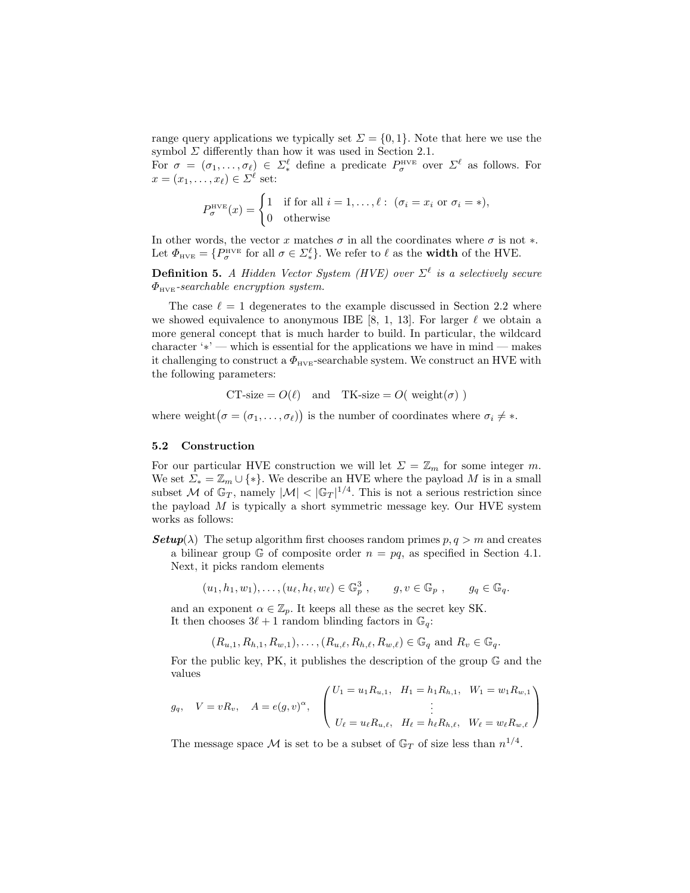range query applications we typically set $\Sigma = \{0, 1\}$. Note that here we use the symbol $\Sigma$ differently than how it was used in Section 2.1.

For $\sigma = (\sigma_1, \ldots, \sigma_\ell) \in \Sigma_*^\ell$ define a predicate $P_\sigma^{\text{HVE}}$ over $\Sigma^\ell$ as follows. For $x = (x_1, \ldots, x_\ell) \in \Sigma^\ell$ set:

$$P_\sigma^{\text{HVE}}(x) = \begin{cases} 1 & \text{if for all } i = 1, \ldots, \ell: \ (\sigma_i = x_i \text{ or } \sigma_i = *), \\ 0 & \text{otherwise} \end{cases}$$

In other words, the vector $x$ matches $\sigma$ in all the coordinates where $\sigma$ is not $*$. Let $\Phi_{\text{HVE}} = \{P_\sigma^{\text{HVE}} \text{ for all } \sigma \in \Sigma_*^\ell\}$. We refer to $\ell$ as the **width** of the HVE.

**Definition 5.** *A Hidden Vector System (HVE) over $\Sigma^\ell$ is a selectively secure $\Phi_{\text{HVE}}$-searchable encryption system.*

The case $\ell = 1$ degenerates to the example discussed in Section 2.2 where we showed equivalence to anonymous IBE [8, 1, 13]. For larger $\ell$ we obtain a more general concept that is much harder to build. In particular, the wildcard character '$*$' — which is essential for the applications we have in mind — makes it challenging to construct a $\Phi_{\text{HVE}}$-searchable system. We construct an HVE with the following parameters:

$$\text{CT-size} = O(\ell) \quad \text{and} \quad \text{TK-size} = O(\ \text{weight}(\sigma)\ )$$

where $\text{weight}\big(\sigma = (\sigma_1, \ldots, \sigma_\ell)\big)$ is the number of coordinates where $\sigma_i \neq *$.

### 5.2 Construction

For our particular HVE construction we will let $\Sigma = \mathbb{Z}_m$ for some integer $m$. We set $\Sigma_* = \mathbb{Z}_m \cup \{*\}$. We describe an HVE where the payload $M$ is in a small subset $\mathcal{M}$ of $\mathbb{G}_T$, namely $|\mathcal{M}| < |\mathbb{G}_T|^{1/4}$. This is not a serious restriction since the payload $M$ is typically a short symmetric message key. Our HVE system works as follows:

***Setup***$(\lambda)$ The setup algorithm first chooses random primes $p, q > m$ and creates a bilinear group $\mathbb{G}$ of composite order $n = pq$, as specified in Section 4.1. Next, it picks random elements

$$(u_1, h_1, w_1), \ldots, (u_\ell, h_\ell, w_\ell) \in \mathbb{G}_p^3 \ , \qquad g, v \in \mathbb{G}_p \ , \qquad g_q \in \mathbb{G}_q.$$

and an exponent $\alpha \in \mathbb{Z}_p$. It keeps all these as the secret key SK.
It then chooses $3\ell + 1$ random blinding factors in $\mathbb{G}_q$:

$$(R_{u,1}, R_{h,1}, R_{w,1}), \ldots, (R_{u,\ell}, R_{h,\ell}, R_{w,\ell}) \in \mathbb{G}_q \text{ and } R_v \in \mathbb{G}_q.$$

For the public key, PK, it publishes the description of the group $\mathbb{G}$ and the values

$$g_q, \quad V = vR_v, \quad A = e(g, v)^\alpha, \quad \begin{pmatrix} U_1 = u_1 R_{u,1}, & H_1 = h_1 R_{h,1}, & W_1 = w_1 R_{w,1} \\ & \vdots & \\ U_\ell = u_\ell R_{u,\ell}, & H_\ell = h_\ell R_{h,\ell}, & W_\ell = w_\ell R_{w,\ell} \end{pmatrix}$$

The message space $\mathcal{M}$ is set to be a subset of $\mathbb{G}_T$ of size less than $n^{1/4}$.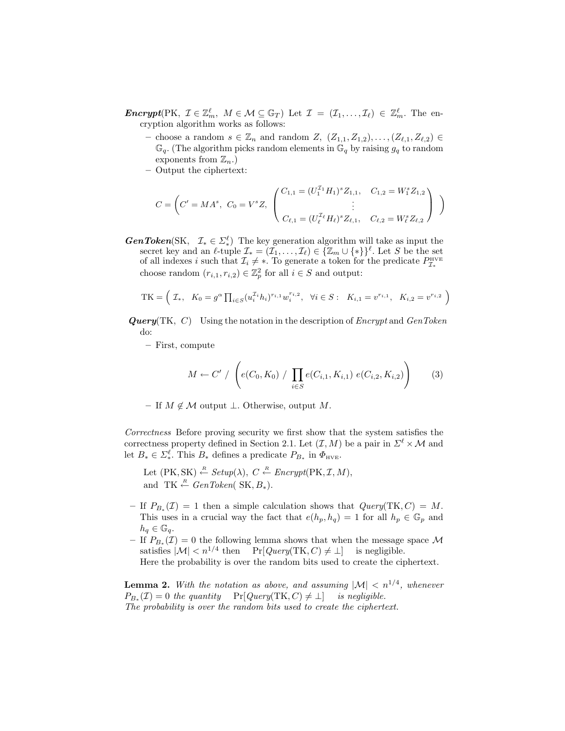***Encrypt***(PK, $\mathcal{I} \in \mathbb{Z}_m^\ell$, $M \in \mathcal{M} \subseteq \mathbb{G}_T$) Let $\mathcal{I} = (\mathcal{I}_1, \ldots, \mathcal{I}_\ell) \in \mathbb{Z}_m^\ell$. The encryption algorithm works as follows:

- choose a random $s \in \mathbb{Z}_n$ and random $Z$, $(Z_{1,1}, Z_{1,2}), \ldots, (Z_{\ell,1}, Z_{\ell,2}) \in \mathbb{G}_q$. (The algorithm picks random elements in $\mathbb{G}_q$ by raising $g_q$ to random exponents from $\mathbb{Z}_n$.)
- Output the ciphertext:

$$C = \left( C' = MA^s,\ C_0 = V^s Z,\ \begin{pmatrix} C_{1,1} = (U_1^{\mathcal{I}_1} H_1)^s Z_{1,1}, & C_{1,2} = W_1^s Z_{1,2} \\ \vdots & \\ C_{\ell,1} = (U_\ell^{\mathcal{I}_\ell} H_\ell)^s Z_{\ell,1}, & C_{\ell,2} = W_\ell^s Z_{\ell,2} \end{pmatrix} \right)$$

***GenToken***(SK, $\mathcal{I}_* \in \Sigma_*^\ell$) The key generation algorithm will take as input the secret key and an $\ell$-tuple $\mathcal{I}_* = (\mathcal{I}_1, \ldots, \mathcal{I}_\ell) \in \{\mathbb{Z}_m \cup \{*\}\}^\ell$. Let $S$ be the set of all indexes $i$ such that $\mathcal{I}_i \neq *$. To generate a token for the predicate $P_{\mathcal{I}_*}^{\text{HVE}}$ choose random $(r_{i,1}, r_{i,2}) \in \mathbb{Z}_p^2$ for all $i \in S$ and output:

$$\text{TK} = \left( \mathcal{I}_*,\ \ K_0 = g^\alpha \prod_{i \in S} (u_i^{\mathcal{I}_i} h_i)^{r_{i,1}} w_i^{r_{i,2}},\ \ \forall i \in S: \ \ K_{i,1} = v^{r_{i,1}},\ \ K_{i,2} = v^{r_{i,2}} \right)$$

***Query***(TK, $C$) Using the notation in the description of *Encrypt* and *GenToken* do:

- First, compute

$$M \leftarrow C' \ / \ \left( e(C_0, K_0) \ / \ \prod_{i \in S} e(C_{i,1}, K_{i,1})\ e(C_{i,2}, K_{i,2}) \right) \qquad (3)$$

- If $M \notin \mathcal{M}$ output $\perp$. Otherwise, output $M$.

*Correctness* Before proving security we first show that the system satisfies the correctness property defined in Section 2.1. Let $(\mathcal{I}, M)$ be a pair in $\Sigma^\ell \times \mathcal{M}$ and let $B_* \in \Sigma_*^\ell$. This $B_*$ defines a predicate $P_{B_*}$ in $\Phi_{\text{HVE}}$.

Let $(\text{PK}, \text{SK}) \xleftarrow{R} \textit{Setup}(\lambda)$, $C \xleftarrow{R} \textit{Encrypt}(\text{PK}, \mathcal{I}, M)$,
and $\text{TK} \xleftarrow{R} \textit{GenToken}(\text{ SK}, B_*)$.

- If $P_{B_*}(\mathcal{I}) = 1$ then a simple calculation shows that $\textit{Query}(\text{TK}, C) = M$. This uses in a crucial way the fact that $e(h_p, h_q) = 1$ for all $h_p \in \mathbb{G}_p$ and $h_q \in \mathbb{G}_q$.
- If $P_{B_*}(\mathcal{I}) = 0$ the following lemma shows that when the message space $\mathcal{M}$ satisfies $|\mathcal{M}| < n^{1/4}$ then $\Pr[\textit{Query}(\text{TK}, C) \neq \perp]$ is negligible.
  Here the probability is over the random bits used to create the ciphertext.

**Lemma 2.** *With the notation as above, and assuming $|\mathcal{M}| < n^{1/4}$, whenever $P_{B_*}(\mathcal{I}) = 0$ the quantity $\Pr[\textit{Query}(\text{TK}, C) \neq \perp]$ is negligible.*
*The probability is over the random bits used to create the ciphertext.*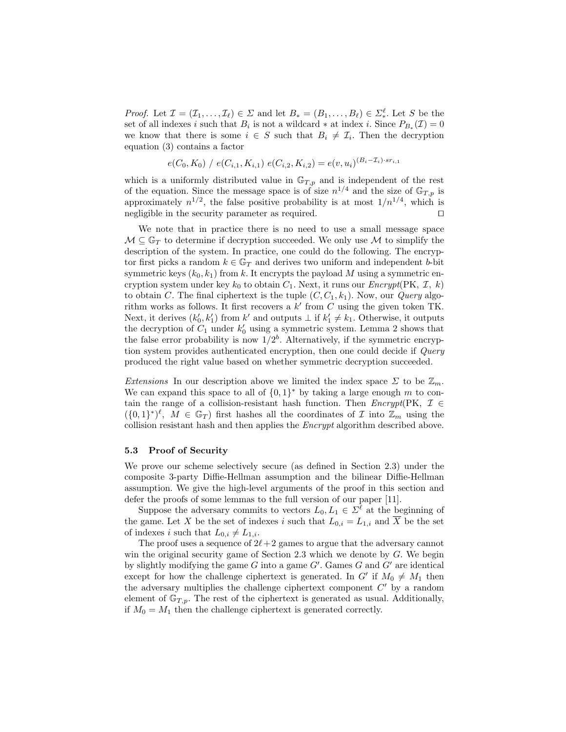*Proof.* Let $\mathcal{I} = (\mathcal{I}_1, \ldots, \mathcal{I}_\ell) \in \Sigma$ and let $B_* = (B_1, \ldots, B_\ell) \in \Sigma_*^\ell$. Let $S$ be the set of all indexes $i$ such that $B_i$ is not a wildcard $*$ at index $i$. Since $P_{B_*}(\mathcal{I}) = 0$ we know that there is some $i \in S$ such that $B_i \neq \mathcal{I}_i$. Then the decryption equation (3) contains a factor

$$e(C_0, K_0) \;/\; e(C_{i,1}, K_{i,1}) \; e(C_{i,2}, K_{i,2}) = e(v, u_i)^{(B_i - \mathcal{I}_i) \cdot s r_{i,1}}$$

which is a uniformly distributed value in $\mathbb{G}_{T,p}$ and is independent of the rest of the equation. Since the message space is of size $n^{1/4}$ and the size of $\mathbb{G}_{T,p}$ is approximately $n^{1/2}$, the false positive probability is at most $1/n^{1/4}$, which is negligible in the security parameter as required. $\square$

We note that in practice there is no need to use a small message space $\mathcal{M} \subseteq \mathbb{G}_T$ to determine if decryption succeeded. We only use $\mathcal{M}$ to simplify the description of the system. In practice, one could do the following. The encryptor first picks a random $k \in \mathbb{G}_T$ and derives two uniform and independent $b$-bit symmetric keys $(k_0, k_1)$ from $k$. It encrypts the payload $M$ using a symmetric encryption system under key $k_0$ to obtain $C_1$. Next, it runs our *Encrypt*(PK, $\mathcal{I}$, $k$) to obtain $C$. The final ciphertext is the tuple $(C, C_1, k_1)$. Now, our *Query* algorithm works as follows. It first recovers a $k'$ from $C$ using the given token TK. Next, it derives $(k_0', k_1')$ from $k'$ and outputs $\perp$ if $k_1' \neq k_1$. Otherwise, it outputs the decryption of $C_1$ under $k_0'$ using a symmetric system. Lemma 2 shows that the false error probability is now $1/2^b$. Alternatively, if the symmetric encryption system provides authenticated encryption, then one could decide if *Query* produced the right value based on whether symmetric decryption succeeded.

*Extensions* In our description above we limited the index space $\Sigma$ to be $\mathbb{Z}_m$. We can expand this space to all of $\{0,1\}^*$ by taking a large enough $m$ to contain the range of a collision-resistant hash function. Then *Encrypt*(PK, $\mathcal{I} \in (\{0,1\}^*)^\ell$, $M \in \mathbb{G}_T$) first hashes all the coordinates of $\mathcal{I}$ into $\mathbb{Z}_m$ using the collision resistant hash and then applies the *Encrypt* algorithm described above.

### 5.3 Proof of Security

We prove our scheme selectively secure (as defined in Section 2.3) under the composite 3-party Diffie-Hellman assumption and the bilinear Diffie-Hellman assumption. We give the high-level arguments of the proof in this section and defer the proofs of some lemmas to the full version of our paper [11].

Suppose the adversary commits to vectors $L_0, L_1 \in \Sigma^\ell$ at the beginning of the game. Let $X$ be the set of indexes $i$ such that $L_{0,i} = L_{1,i}$ and $\overline{X}$ be the set of indexes $i$ such that $L_{0,i} \neq L_{1,i}$.

The proof uses a sequence of $2\ell+2$ games to argue that the adversary cannot win the original security game of Section 2.3 which we denote by $G$. We begin by slightly modifying the game $G$ into a game $G'$. Games $G$ and $G'$ are identical except for how the challenge ciphertext is generated. In $G'$ if $M_0 \neq M_1$ then the adversary multiplies the challenge ciphertext component $C'$ by a random element of $\mathbb{G}_{T,p}$. The rest of the ciphertext is generated as usual. Additionally, if $M_0 = M_1$ then the challenge ciphertext is generated correctly.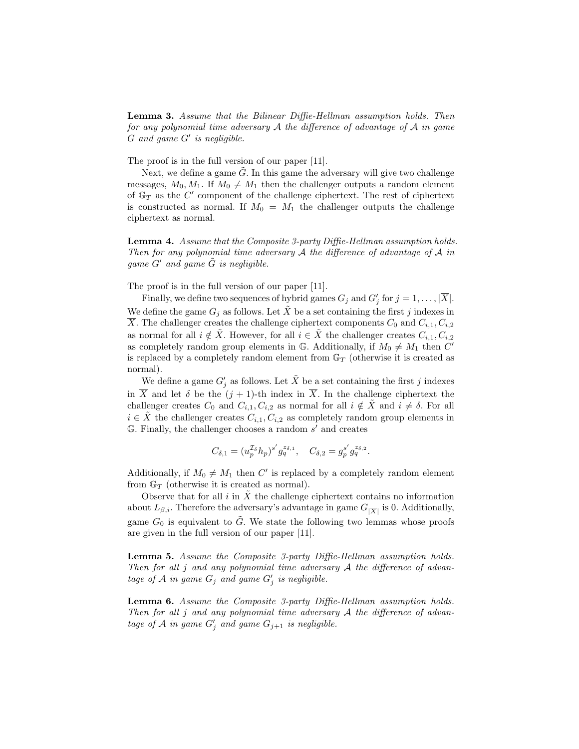**Lemma 3.** *Assume that the Bilinear Diffie-Hellman assumption holds. Then for any polynomial time adversary $\mathcal{A}$ the difference of advantage of $\mathcal{A}$ in game $G$ and game $G'$ is negligible.*

The proof is in the full version of our paper [11].

Next, we define a game $\tilde{G}$. In this game the adversary will give two challenge messages, $M_0, M_1$. If $M_0 \neq M_1$ then the challenger outputs a random element of $\mathbb{G}_T$ as the $C'$ component of the challenge ciphertext. The rest of ciphertext is constructed as normal. If $M_0 = M_1$ the challenger outputs the challenge ciphertext as normal.

**Lemma 4.** *Assume that the Composite 3-party Diffie-Hellman assumption holds. Then for any polynomial time adversary $\mathcal{A}$ the difference of advantage of $\mathcal{A}$ in game $G'$ and game $\tilde{G}$ is negligible.*

The proof is in the full version of our paper [11].

Finally, we define two sequences of hybrid games $G_j$ and $G'_j$ for $j = 1, \ldots, |\overline{X}|$. We define the game $G_j$ as follows. Let $\tilde{X}$ be a set containing the first $j$ indexes in $\overline{X}$. The challenger creates the challenge ciphertext components $C_0$ and $C_{i,1}, C_{i,2}$ as normal for all $i \notin \tilde{X}$. However, for all $i \in \tilde{X}$ the challenger creates $C_{i,1}, C_{i,2}$ as completely random group elements in $\mathbb{G}$. Additionally, if $M_0 \neq M_1$ then $C'$ is replaced by a completely random element from $\mathbb{G}_T$ (otherwise it is created as normal).

We define a game $G'_j$ as follows. Let $\tilde{X}$ be a set containing the first $j$ indexes in $\overline{X}$ and let $\delta$ be the $(j+1)$-th index in $\overline{X}$. In the challenge ciphertext the challenger creates $C_0$ and $C_{i,1}, C_{i,2}$ as normal for all $i \notin \tilde{X}$ and $i \neq \delta$. For all $i \in \tilde{X}$ the challenger creates $C_{i,1}, C_{i,2}$ as completely random group elements in $\mathbb{G}$. Finally, the challenger chooses a random $s'$ and creates

$$C_{\delta,1} = (u_p^{\mathcal{I}_\delta} h_p)^{s'} g_q^{z_{\delta,1}}, \quad C_{\delta,2} = g_p^{s'} g_q^{z_{\delta,2}}.$$

Additionally, if $M_0 \neq M_1$ then $C'$ is replaced by a completely random element from $\mathbb{G}_T$ (otherwise it is created as normal).

Observe that for all $i$ in $\tilde{X}$ the challenge ciphertext contains no information about $L_{\beta,i}$. Therefore the adversary's advantage in game $G_{|\overline{X}|}$ is 0. Additionally, game $G_0$ is equivalent to $\tilde{G}$. We state the following two lemmas whose proofs are given in the full version of our paper [11].

**Lemma 5.** *Assume the Composite 3-party Diffie-Hellman assumption holds. Then for all $j$ and any polynomial time adversary $\mathcal{A}$ the difference of advantage of $\mathcal{A}$ in game $G_j$ and game $G'_j$ is negligible.*

**Lemma 6.** *Assume the Composite 3-party Diffie-Hellman assumption holds. Then for all $j$ and any polynomial time adversary $\mathcal{A}$ the difference of advantage of $\mathcal{A}$ in game $G'_j$ and game $G_{j+1}$ is negligible.*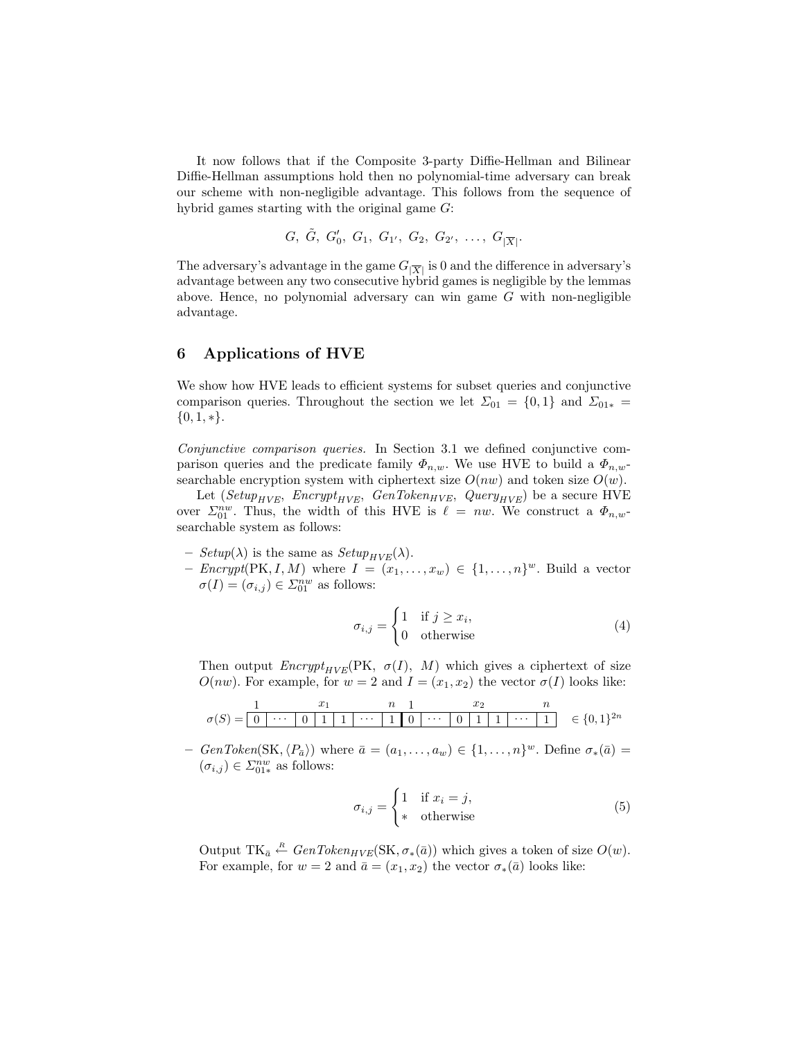It now follows that if the Composite 3-party Diffie-Hellman and Bilinear Diffie-Hellman assumptions hold then no polynomial-time adversary can break our scheme with non-negligible advantage. This follows from the sequence of hybrid games starting with the original game $G$:

$$G,\ \tilde{G},\ G'_0,\ G_1,\ G_{1'},\ G_2,\ G_{2'},\ \ldots,\ G_{|\overline{X}|}.$$

The adversary's advantage in the game $G_{|\overline{X}|}$ is 0 and the difference in adversary's advantage between any two consecutive hybrid games is negligible by the lemmas above. Hence, no polynomial adversary can win game $G$ with non-negligible advantage.

## 6 Applications of HVE

We show how HVE leads to efficient systems for subset queries and conjunctive comparison queries. Throughout the section we let $\Sigma_{01} = \{0, 1\}$ and $\Sigma_{01*} = \{0, 1, *\}$.

*Conjunctive comparison queries.* In Section 3.1 we defined conjunctive comparison queries and the predicate family $\Phi_{n,w}$. We use HVE to build a $\Phi_{n,w}$-searchable encryption system with ciphertext size $O(nw)$ and token size $O(w)$.

Let ($Setup_{HVE}$, $Encrypt_{HVE}$, $GenToken_{HVE}$, $Query_{HVE}$) be a secure HVE over $\Sigma_{01}^{nw}$. Thus, the width of this HVE is $\ell = nw$. We construct a $\Phi_{n,w}$-searchable system as follows:

- $Setup(\lambda)$ is the same as $Setup_{HVE}(\lambda)$.
- $Encrypt(\mathrm{PK}, I, M)$ where $I = (x_1, \ldots, x_w) \in \{1, \ldots, n\}^w$. Build a vector $\sigma(I) = (\sigma_{i,j}) \in \Sigma_{01}^{nw}$ as follows:

$$\sigma_{i,j} = \begin{cases} 1 & \text{if } j \geq x_i, \\ 0 & \text{otherwise} \end{cases} \tag{4}$$

  Then output $Encrypt_{HVE}(\mathrm{PK},\ \sigma(I),\ M)$ which gives a ciphertext of size $O(nw)$. For example, for $w = 2$ and $I = (x_1, x_2)$ the vector $\sigma(I)$ looks like:

$$\sigma(S) = \overset{1}{\boxed{0}}\boxed{\cdots}\boxed{0}\overset{x_1}{\boxed{1}}\boxed{1}\boxed{\cdots}\overset{n}{\boxed{1}}\overset{1}{\boxed{0}}\boxed{\cdots}\boxed{0}\overset{x_2}{\boxed{1}}\boxed{1}\boxed{\cdots}\overset{n}{\boxed{1}} \in \{0,1\}^{2n}$$

- $GenToken(\mathrm{SK}, \langle P_{\bar{a}} \rangle)$ where $\bar{a} = (a_1, \ldots, a_w) \in \{1, \ldots, n\}^w$. Define $\sigma_*(\bar{a}) = (\sigma_{i,j}) \in \Sigma_{01*}^{nw}$ as follows:

$$\sigma_{i,j} = \begin{cases} 1 & \text{if } x_i = j, \\ * & \text{otherwise} \end{cases} \tag{5}$$

  Output $\mathrm{TK}_{\bar{a}} \xleftarrow{R} GenToken_{HVE}(\mathrm{SK}, \sigma_*(\bar{a}))$ which gives a token of size $O(w)$. For example, for $w = 2$ and $\bar{a} = (x_1, x_2)$ the vector $\sigma_*(\bar{a})$ looks like: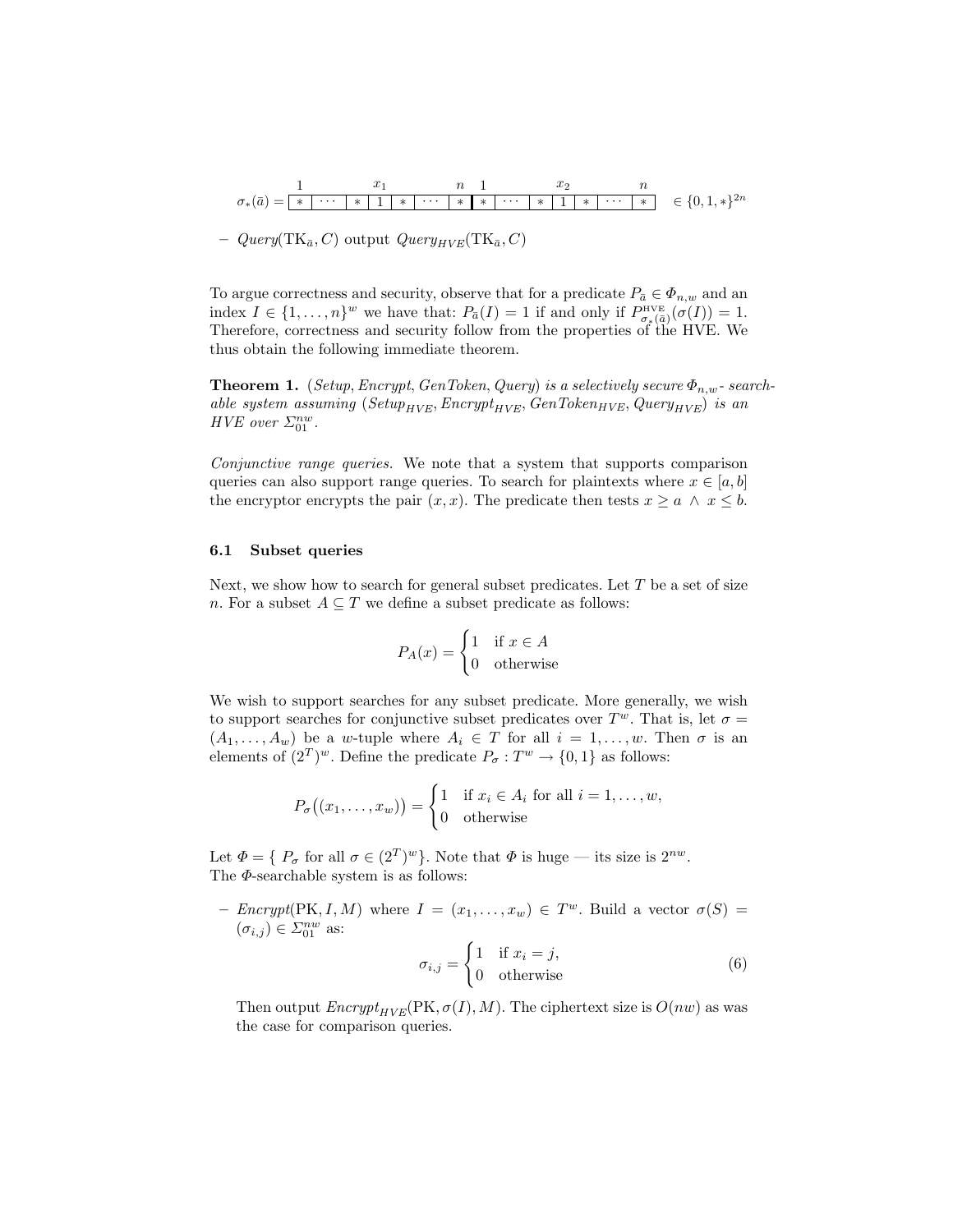$$\sigma_*(\bar{a}) = \overset{1}{\boxed{*}}\boxed{\cdots}\boxed{*}\overset{x_1}{\boxed{1}}\boxed{*}\boxed{\cdots}\overset{n}{\boxed{*}}\overset{1}{\boxed{*}}\boxed{\cdots}\boxed{*}\overset{x_2}{\boxed{1}}\boxed{*}\boxed{\cdots}\overset{n}{\boxed{*}} \quad \in \{0,1,*\}^{2n}$$

– *Query*($\text{TK}_{\bar{a}}, C$) output *Query*$_{HVE}$($\text{TK}_{\bar{a}}, C$)

To argue correctness and security, observe that for a predicate $P_{\bar{a}} \in \Phi_{n,w}$ and an index $I \in \{1,\ldots,n\}^w$ we have that: $P_{\bar{a}}(I) = 1$ if and only if $P^{\text{HVE}}_{\sigma_*(\bar{a})}(\sigma(I)) = 1$. Therefore, correctness and security follow from the properties of the HVE. We thus obtain the following immediate theorem.

**Theorem 1.** *(Setup, Encrypt, GenToken, Query) is a selectively secure $\Phi_{n,w}$- searchable system assuming (Setup$_{HVE}$, Encrypt$_{HVE}$, GenToken$_{HVE}$, Query$_{HVE}$) is an HVE over $\Sigma_{01}^{nw}$.*

*Conjunctive range queries.* We note that a system that supports comparison queries can also support range queries. To search for plaintexts where $x \in [a,b]$ the encryptor encrypts the pair $(x,x)$. The predicate then tests $x \geq a \wedge x \leq b$.

### 6.1 Subset queries

Next, we show how to search for general subset predicates. Let $T$ be a set of size $n$. For a subset $A \subseteq T$ we define a subset predicate as follows:

$$P_A(x) = \begin{cases} 1 & \text{if } x \in A \\ 0 & \text{otherwise} \end{cases}$$

We wish to support searches for any subset predicate. More generally, we wish to support searches for conjunctive subset predicates over $T^w$. That is, let $\sigma = (A_1,\ldots,A_w)$ be a $w$-tuple where $A_i \in T$ for all $i = 1,\ldots,w$. Then $\sigma$ is an elements of $(2^T)^w$. Define the predicate $P_\sigma : T^w \to \{0,1\}$ as follows:

$$P_\sigma\big((x_1,\ldots,x_w)\big) = \begin{cases} 1 & \text{if } x_i \in A_i \text{ for all } i = 1,\ldots,w, \\ 0 & \text{otherwise} \end{cases}$$

Let $\Phi = \{\ P_\sigma \text{ for all } \sigma \in (2^T)^w\}$. Note that $\Phi$ is huge — its size is $2^{nw}$. The $\Phi$-searchable system is as follows:

– *Encrypt*(PK, $I$, $M$) where $I = (x_1,\ldots,x_w) \in T^w$. Build a vector $\sigma(S) = (\sigma_{i,j}) \in \Sigma_{01}^{nw}$ as:

$$\sigma_{i,j} = \begin{cases} 1 & \text{if } x_i = j, \\ 0 & \text{otherwise} \end{cases} \tag{6}$$

Then output *Encrypt*$_{HVE}$(PK, $\sigma(I)$, $M$). The ciphertext size is $O(nw)$ as was the case for comparison queries.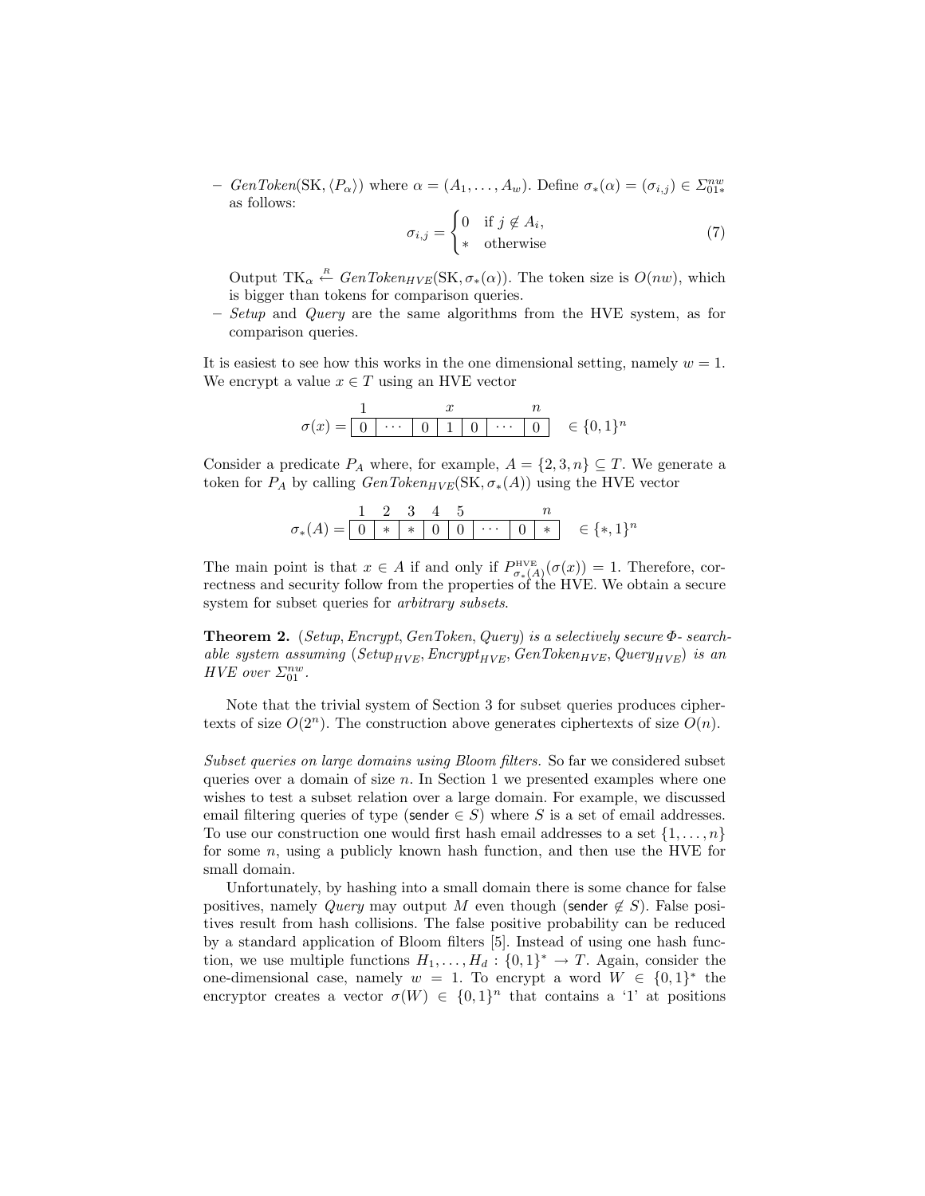– $GenToken(\mathrm{SK}, \langle P_\alpha \rangle)$ where $\alpha = (A_1, \ldots, A_w)$. Define $\sigma_*(\alpha) = (\sigma_{i,j}) \in \Sigma_{01*}^{nw}$ as follows:

$$\sigma_{i,j} = \begin{cases} 0 & \text{if } j \notin A_i, \\ * & \text{otherwise} \end{cases} \tag{7}$$

Output $\mathrm{TK}_\alpha \xleftarrow{R} GenToken_{HVE}(\mathrm{SK}, \sigma_*(\alpha))$. The token size is $O(nw)$, which is bigger than tokens for comparison queries.

– *Setup* and *Query* are the same algorithms from the HVE system, as for comparison queries.

It is easiest to see how this works in the one dimensional setting, namely $w = 1$. We encrypt a value $x \in T$ using an HVE vector

$$\sigma(x) = \begin{array}{|c|c|c|c|c|c|c|} \multicolumn{1}{c}{1} & \multicolumn{1}{c}{} & \multicolumn{1}{c}{} & \multicolumn{1}{c}{x} & \multicolumn{1}{c}{} & \multicolumn{1}{c}{} & \multicolumn{1}{c}{n} \\ \hline 0 & \cdots & 0 & 1 & 0 & \cdots & 0 \\ \hline \end{array} \quad \in \{0,1\}^n$$

Consider a predicate $P_A$ where, for example, $A = \{2, 3, n\} \subseteq T$. We generate a token for $P_A$ by calling $GenToken_{HVE}(\mathrm{SK}, \sigma_*(A))$ using the HVE vector

$$\sigma_*(A) = \begin{array}{|c|c|c|c|c|c|c|c|} \multicolumn{1}{c}{1} & \multicolumn{1}{c}{2} & \multicolumn{1}{c}{3} & \multicolumn{1}{c}{4} & \multicolumn{1}{c}{5} & \multicolumn{1}{c}{} & \multicolumn{1}{c}{} & \multicolumn{1}{c}{n} \\ \hline 0 & * & * & 0 & 0 & \cdots & 0 & * \\ \hline \end{array} \quad \in \{*,1\}^n$$

The main point is that $x \in A$ if and only if $P^{\mathrm{HVE}}_{\sigma_*(A)}(\sigma(x)) = 1$. Therefore, correctness and security follow from the properties of the HVE. We obtain a secure system for subset queries for *arbitrary subsets*.

**Theorem 2.** *(Setup, Encrypt, GenToken, Query) is a selectively secure $\Phi$- searchable system assuming ($Setup_{HVE}$, $Encrypt_{HVE}$, $GenToken_{HVE}$, $Query_{HVE}$) is an HVE over $\Sigma_{01}^{nw}$.*

Note that the trivial system of Section 3 for subset queries produces ciphertexts of size $O(2^n)$. The construction above generates ciphertexts of size $O(n)$.

*Subset queries on large domains using Bloom filters.* So far we considered subset queries over a domain of size $n$. In Section 1 we presented examples where one wishes to test a subset relation over a large domain. For example, we discussed email filtering queries of type (sender $\in S$) where $S$ is a set of email addresses. To use our construction one would first hash email addresses to a set $\{1, \ldots, n\}$ for some $n$, using a publicly known hash function, and then use the HVE for small domain.

Unfortunately, by hashing into a small domain there is some chance for false positives, namely *Query* may output $M$ even though (sender $\notin S$). False positives result from hash collisions. The false positive probability can be reduced by a standard application of Bloom filters [5]. Instead of using one hash function, we use multiple functions $H_1, \ldots, H_d : \{0,1\}^* \to T$. Again, consider the one-dimensional case, namely $w = 1$. To encrypt a word $W \in \{0,1\}^*$ the encryptor creates a vector $\sigma(W) \in \{0,1\}^n$ that contains a '1' at positions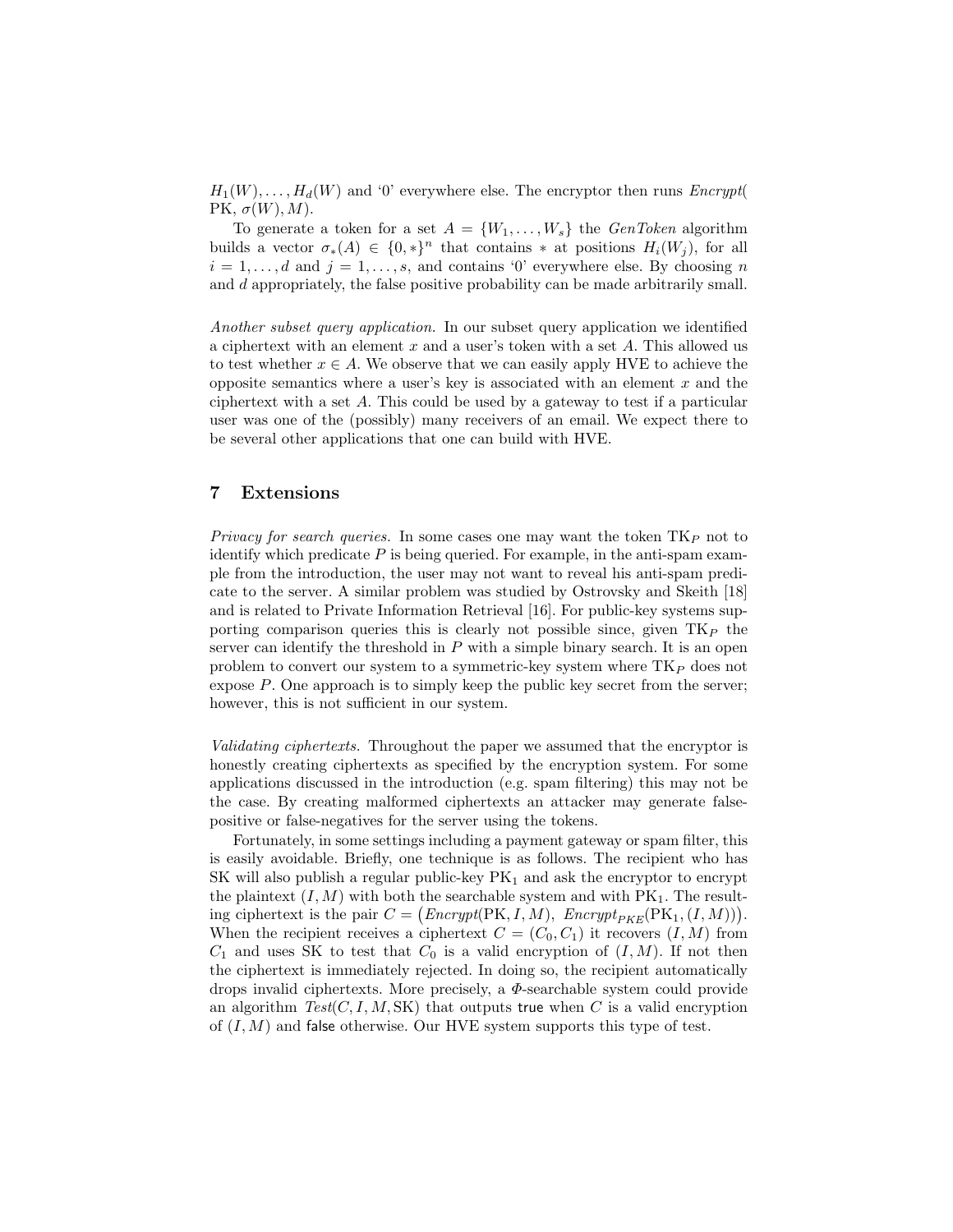$H_1(W), \ldots, H_d(W)$ and '0' everywhere else. The encryptor then runs *Encrypt*( PK, $\sigma(W), M$).

To generate a token for a set $A = \{W_1, \ldots, W_s\}$ the *GenToken* algorithm builds a vector $\sigma_*(A) \in \{0, *\}^n$ that contains $*$ at positions $H_i(W_j)$, for all $i = 1, \ldots, d$ and $j = 1, \ldots, s$, and contains '0' everywhere else. By choosing $n$ and $d$ appropriately, the false positive probability can be made arbitrarily small.

*Another subset query application.* In our subset query application we identified a ciphertext with an element $x$ and a user's token with a set $A$. This allowed us to test whether $x \in A$. We observe that we can easily apply HVE to achieve the opposite semantics where a user's key is associated with an element $x$ and the ciphertext with a set $A$. This could be used by a gateway to test if a particular user was one of the (possibly) many receivers of an email. We expect there to be several other applications that one can build with HVE.

## 7 Extensions

*Privacy for search queries.* In some cases one may want the token $\text{TK}_P$ not to identify which predicate $P$ is being queried. For example, in the anti-spam example from the introduction, the user may not want to reveal his anti-spam predicate to the server. A similar problem was studied by Ostrovsky and Skeith [18] and is related to Private Information Retrieval [16]. For public-key systems supporting comparison queries this is clearly not possible since, given $\text{TK}_P$ the server can identify the threshold in $P$ with a simple binary search. It is an open problem to convert our system to a symmetric-key system where $\text{TK}_P$ does not expose $P$. One approach is to simply keep the public key secret from the server; however, this is not sufficient in our system.

*Validating ciphertexts.* Throughout the paper we assumed that the encryptor is honestly creating ciphertexts as specified by the encryption system. For some applications discussed in the introduction (e.g. spam filtering) this may not be the case. By creating malformed ciphertexts an attacker may generate false-positive or false-negatives for the server using the tokens.

Fortunately, in some settings including a payment gateway or spam filter, this is easily avoidable. Briefly, one technique is as follows. The recipient who has SK will also publish a regular public-key $\text{PK}_1$ and ask the encryptor to encrypt the plaintext $(I, M)$ with both the searchable system and with $\text{PK}_1$. The resulting ciphertext is the pair $C = \big(\mathit{Encrypt}(\text{PK}, I, M),\ \mathit{Encrypt}_{PKE}(\text{PK}_1, (I, M))\big)$. When the recipient receives a ciphertext $C = (C_0, C_1)$ it recovers $(I, M)$ from $C_1$ and uses SK to test that $C_0$ is a valid encryption of $(I, M)$. If not then the ciphertext is immediately rejected. In doing so, the recipient automatically drops invalid ciphertexts. More precisely, a $\Phi$-searchable system could provide an algorithm $\mathit{Test}(C, I, M, \text{SK})$ that outputs true when $C$ is a valid encryption of $(I, M)$ and false otherwise. Our HVE system supports this type of test.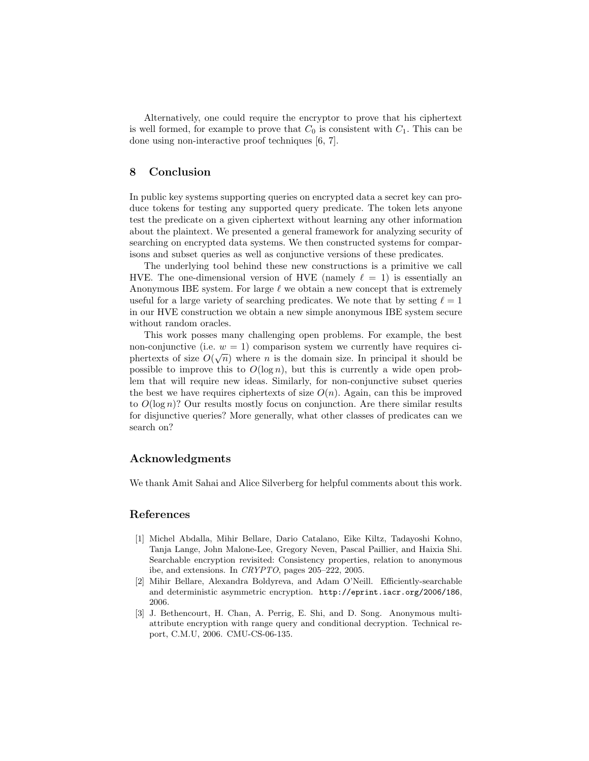Alternatively, one could require the encryptor to prove that his ciphertext is well formed, for example to prove that $C_0$ is consistent with $C_1$. This can be done using non-interactive proof techniques [6, 7].

## 8 Conclusion

In public key systems supporting queries on encrypted data a secret key can produce tokens for testing any supported query predicate. The token lets anyone test the predicate on a given ciphertext without learning any other information about the plaintext. We presented a general framework for analyzing security of searching on encrypted data systems. We then constructed systems for comparisons and subset queries as well as conjunctive versions of these predicates.

The underlying tool behind these new constructions is a primitive we call HVE. The one-dimensional version of HVE (namely $\ell = 1$) is essentially an Anonymous IBE system. For large $\ell$ we obtain a new concept that is extremely useful for a large variety of searching predicates. We note that by setting $\ell = 1$ in our HVE construction we obtain a new simple anonymous IBE system secure without random oracles.

This work posses many challenging open problems. For example, the best non-conjunctive (i.e. $w = 1$) comparison system we currently have requires ciphertexts of size $O(\sqrt{n})$ where $n$ is the domain size. In principal it should be possible to improve this to $O(\log n)$, but this is currently a wide open problem that will require new ideas. Similarly, for non-conjunctive subset queries the best we have requires ciphertexts of size $O(n)$. Again, can this be improved to $O(\log n)$? Our results mostly focus on conjunction. Are there similar results for disjunctive queries? More generally, what other classes of predicates can we search on?

## Acknowledgments

We thank Amit Sahai and Alice Silverberg for helpful comments about this work.

## References

[1] Michel Abdalla, Mihir Bellare, Dario Catalano, Eike Kiltz, Tadayoshi Kohno, Tanja Lange, John Malone-Lee, Gregory Neven, Pascal Paillier, and Haixia Shi. Searchable encryption revisited: Consistency properties, relation to anonymous ibe, and extensions. In *CRYPTO*, pages 205–222, 2005.

[2] Mihir Bellare, Alexandra Boldyreva, and Adam O'Neill. Efficiently-searchable and deterministic asymmetric encryption. `http://eprint.iacr.org/2006/186`, 2006.

[3] J. Bethencourt, H. Chan, A. Perrig, E. Shi, and D. Song. Anonymous multi-attribute encryption with range query and conditional decryption. Technical report, C.M.U, 2006. CMU-CS-06-135.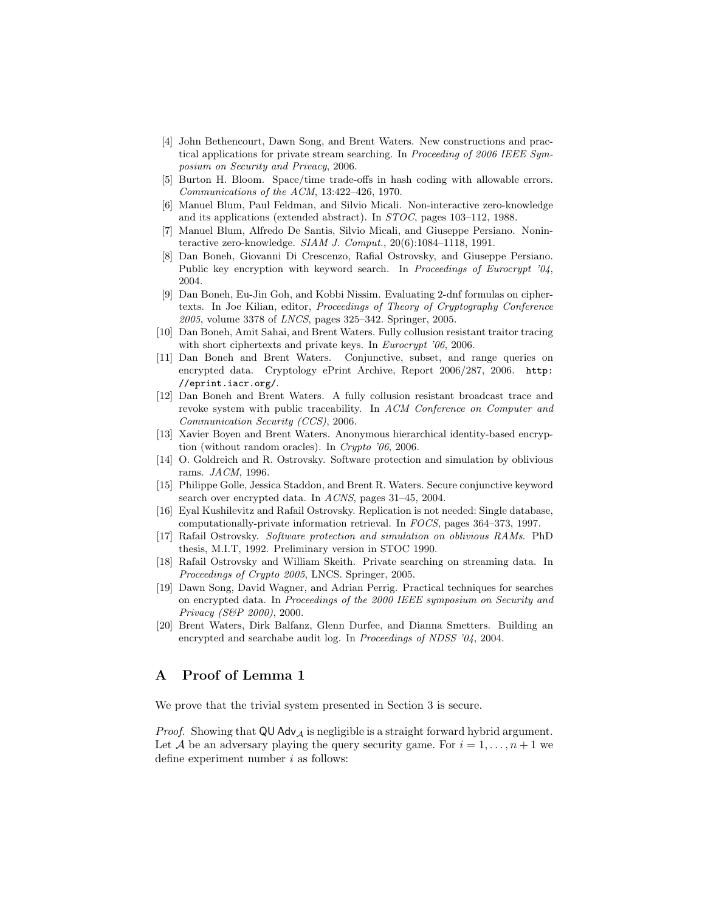[4] John Bethencourt, Dawn Song, and Brent Waters. New constructions and practical applications for private stream searching. In *Proceeding of 2006 IEEE Symposium on Security and Privacy*, 2006.

[5] Burton H. Bloom. Space/time trade-offs in hash coding with allowable errors. *Communications of the ACM*, 13:422–426, 1970.

[6] Manuel Blum, Paul Feldman, and Silvio Micali. Non-interactive zero-knowledge and its applications (extended abstract). In *STOC*, pages 103–112, 1988.

[7] Manuel Blum, Alfredo De Santis, Silvio Micali, and Giuseppe Persiano. Noninteractive zero-knowledge. *SIAM J. Comput.*, 20(6):1084–1118, 1991.

[8] Dan Boneh, Giovanni Di Crescenzo, Rafial Ostrovsky, and Giuseppe Persiano. Public key encryption with keyword search. In *Proceedings of Eurocrypt '04*, 2004.

[9] Dan Boneh, Eu-Jin Goh, and Kobbi Nissim. Evaluating 2-dnf formulas on ciphertexts. In Joe Kilian, editor, *Proceedings of Theory of Cryptography Conference 2005*, volume 3378 of *LNCS*, pages 325–342. Springer, 2005.

[10] Dan Boneh, Amit Sahai, and Brent Waters. Fully collusion resistant traitor tracing with short ciphertexts and private keys. In *Eurocrypt '06*, 2006.

[11] Dan Boneh and Brent Waters. Conjunctive, subset, and range queries on encrypted data. Cryptology ePrint Archive, Report 2006/287, 2006. `http://eprint.iacr.org/`.

[12] Dan Boneh and Brent Waters. A fully collusion resistant broadcast trace and revoke system with public traceability. In *ACM Conference on Computer and Communication Security (CCS)*, 2006.

[13] Xavier Boyen and Brent Waters. Anonymous hierarchical identity-based encryption (without random oracles). In *Crypto '06*, 2006.

[14] O. Goldreich and R. Ostrovsky. Software protection and simulation by oblivious rams. *JACM*, 1996.

[15] Philippe Golle, Jessica Staddon, and Brent R. Waters. Secure conjunctive keyword search over encrypted data. In *ACNS*, pages 31–45, 2004.

[16] Eyal Kushilevitz and Rafail Ostrovsky. Replication is not needed: Single database, computationally-private information retrieval. In *FOCS*, pages 364–373, 1997.

[17] Rafail Ostrovsky. *Software protection and simulation on oblivious RAMs*. PhD thesis, M.I.T, 1992. Preliminary version in STOC 1990.

[18] Rafail Ostrovsky and William Skeith. Private searching on streaming data. In *Proceedings of Crypto 2005*, LNCS. Springer, 2005.

[19] Dawn Song, David Wagner, and Adrian Perrig. Practical techniques for searches on encrypted data. In *Proceedings of the 2000 IEEE symposium on Security and Privacy (S&P 2000)*, 2000.

[20] Brent Waters, Dirk Balfanz, Glenn Durfee, and Dianna Smetters. Building an encrypted and searchabe audit log. In *Proceedings of NDSS '04*, 2004.

## A Proof of Lemma 1

We prove that the trivial system presented in Section 3 is secure.

*Proof.* Showing that $\mathsf{QU\ Adv}_{\mathcal{A}}$ is negligible is a straight forward hybrid argument. Let $\mathcal{A}$ be an adversary playing the query security game. For $i = 1, \ldots, n+1$ we define experiment number $i$ as follows: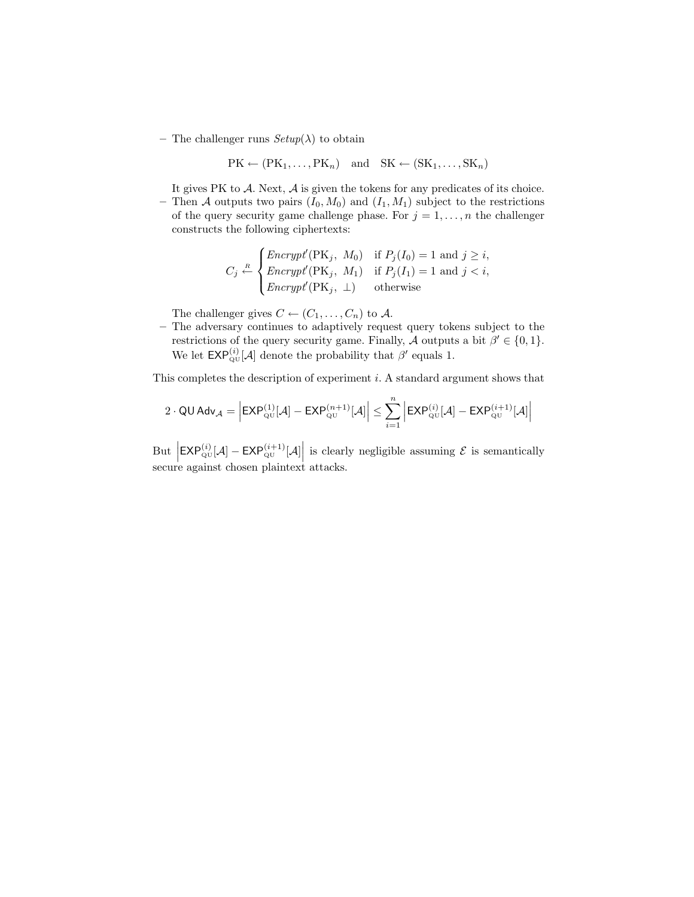- The challenger runs $Setup(\lambda)$ to obtain

$$\text{PK} \leftarrow (\text{PK}_1, \ldots, \text{PK}_n) \quad \text{and} \quad \text{SK} \leftarrow (\text{SK}_1, \ldots, \text{SK}_n)$$

  It gives PK to $\mathcal{A}$. Next, $\mathcal{A}$ is given the tokens for any predicates of its choice.
- Then $\mathcal{A}$ outputs two pairs $(I_0, M_0)$ and $(I_1, M_1)$ subject to the restrictions of the query security game challenge phase. For $j = 1, \ldots, n$ the challenger constructs the following ciphertexts:

$$C_j \stackrel{R}{\leftarrow} \begin{cases} \mathit{Encrypt}'(\text{PK}_j,\ M_0) & \text{if } P_j(I_0) = 1 \text{ and } j \geq i, \\ \mathit{Encrypt}'(\text{PK}_j,\ M_1) & \text{if } P_j(I_1) = 1 \text{ and } j < i, \\ \mathit{Encrypt}'(\text{PK}_j,\ \perp) & \text{otherwise} \end{cases}$$

  The challenger gives $C \leftarrow (C_1, \ldots, C_n)$ to $\mathcal{A}$.
- The adversary continues to adaptively request query tokens subject to the restrictions of the query security game. Finally, $\mathcal{A}$ outputs a bit $\beta' \in \{0, 1\}$. We let $\mathsf{EXP}^{(i)}_{\text{QU}}[\mathcal{A}]$ denote the probability that $\beta'$ equals 1.

This completes the description of experiment $i$. A standard argument shows that

$$2 \cdot \mathsf{QU\,Adv}_{\mathcal{A}} = \left|\mathsf{EXP}^{(1)}_{\text{QU}}[\mathcal{A}] - \mathsf{EXP}^{(n+1)}_{\text{QU}}[\mathcal{A}]\right| \leq \sum_{i=1}^{n} \left|\mathsf{EXP}^{(i)}_{\text{QU}}[\mathcal{A}] - \mathsf{EXP}^{(i+1)}_{\text{QU}}[\mathcal{A}]\right|$$

But $\left|\mathsf{EXP}^{(i)}_{\text{QU}}[\mathcal{A}] - \mathsf{EXP}^{(i+1)}_{\text{QU}}[\mathcal{A}]\right|$ is clearly negligible assuming $\mathcal{E}$ is semantically secure against chosen plaintext attacks.